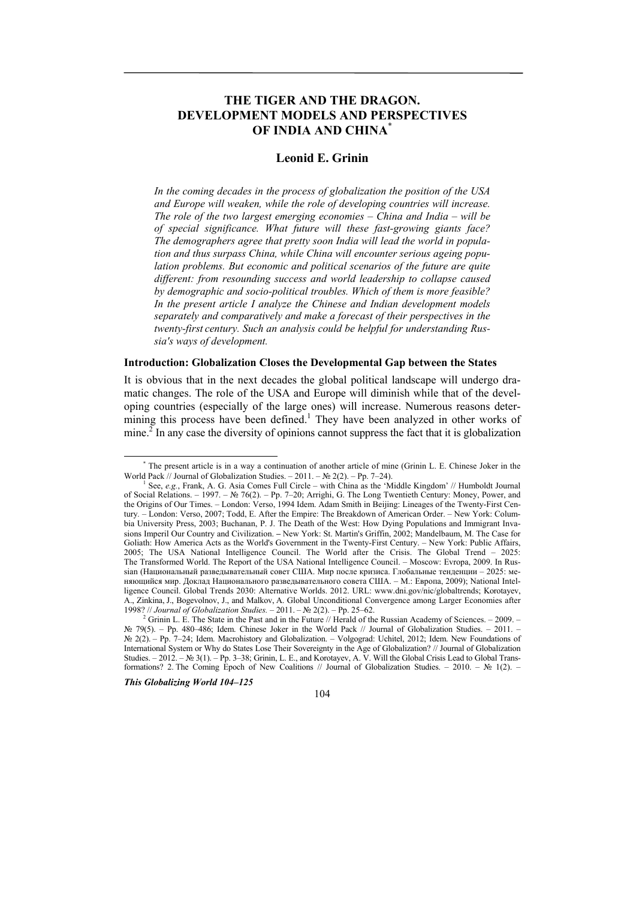# THE TIGER AND THE DRAGON. DEVELOPMENT MODELS AND PERSPECTIVES OF INDIA AND CHINA[*]

**Leonid E. Grinin**

*In the coming decades in the process of globalization the position of the USA and Europe will weaken, while the role of developing countries will increase. The role of the two largest emerging economies – China and India – will be of special significance. What future will these fast-growing giants face? The demographers agree that pretty soon India will lead the world in population and thus surpass China, while China will encounter serious ageing population problems. But economic and political scenarios of the future are quite different: from resounding success and world leadership to collapse caused by demographic and socio-political troubles. Which of them is more feasible? In the present article I analyze the Chinese and Indian development models separately and comparatively and make a forecast of their perspectives in the twenty-first century. Such an analysis could be helpful for understanding Russia's ways of development.*

### Introduction: Globalization Closes the Developmental Gap between the States

It is obvious that in the next decades the global political landscape will undergo dramatic changes. The role of the USA and Europe will diminish while that of the developing countries (especially of the large ones) will increase. Numerous reasons determining this process have been defined.[1] They have been analyzed in other works of mine.[2] In any case the diversity of opinions cannot suppress the fact that it is globalization

---

[*] The present article is in a way a continuation of another article of mine (Grinin L. E. Chinese Joker in the World Pack // Journal of Globalization Studies. – 2011. – № 2(2). – Pp. 7–24).

[1] See, *e.g.*, Frank, A. G. Asia Comes Full Circle – with China as the 'Middle Kingdom' // Humboldt Journal of Social Relations. – 1997. – № 76(2). – Pp. 7–20; Arrighi, G. The Long Twentieth Century: Money, Power, and the Origins of Our Times. – London: Verso, 1994 Idem. Adam Smith in Beijing: Lineages of the Twenty-First Century. – London: Verso, 2007; Todd, E. After the Empire: The Breakdown of American Order. – New York: Columbia University Press, 2003; Buchanan, P. J. The Death of the West: How Dying Populations and Immigrant Invasions Imperil Our Country and Civilization. – New York: St. Martin's Griffin, 2002; Mandelbaum, M. The Case for Goliath: How America Acts as the World's Government in the Twenty-First Century. – New York: Public Affairs, 2005; The USA National Intelligence Council. The World after the Crisis. The Global Trend – 2025: The Transformed World. The Report of the USA National Intelligence Council. – Moscow: Evropa, 2009. In Russian (Национальный разведывательный совет США. Мир после кризиса. Глобальные тенденции – 2025: меняющийся мир. Доклад Национального разведывательного совета США. – М.: Европа, 2009); National Intelligence Council. Global Trends 2030: Alternative Worlds. 2012. URL: www.dni.gov/nic/globaltrends; Korotayev, A., Zinkina, J., Bogevolnov, J., and Malkov, A. Global Unconditional Convergence among Larger Economies after 1998? // *Journal of Globalization Studies.* – 2011. – № 2(2). – Pp. 25–62.

[2] Grinin L. E. The State in the Past and in the Future // Herald of the Russian Academy of Sciences. – 2009. – № 79(5). – Pp. 480–486; Idem. Chinese Joker in the World Pack // Journal of Globalization Studies. – 2011. – № 2(2). – Pp. 7–24; Idem. Macrohistory and Globalization. – Volgograd: Uchitel, 2012; Idem. New Foundations of International System or Why do States Lose Their Sovereignty in the Age of Globalization? // Journal of Globalization Studies. – 2012. – № 3(1). – Pp. 3–38; Grinin, L. E., and Korotayev, A. V. Will the Global Crisis Lead to Global Transformations? 2. The Coming Epoch of New Coalitions // Journal of Globalization Studies. – 2010. – № 1(2). –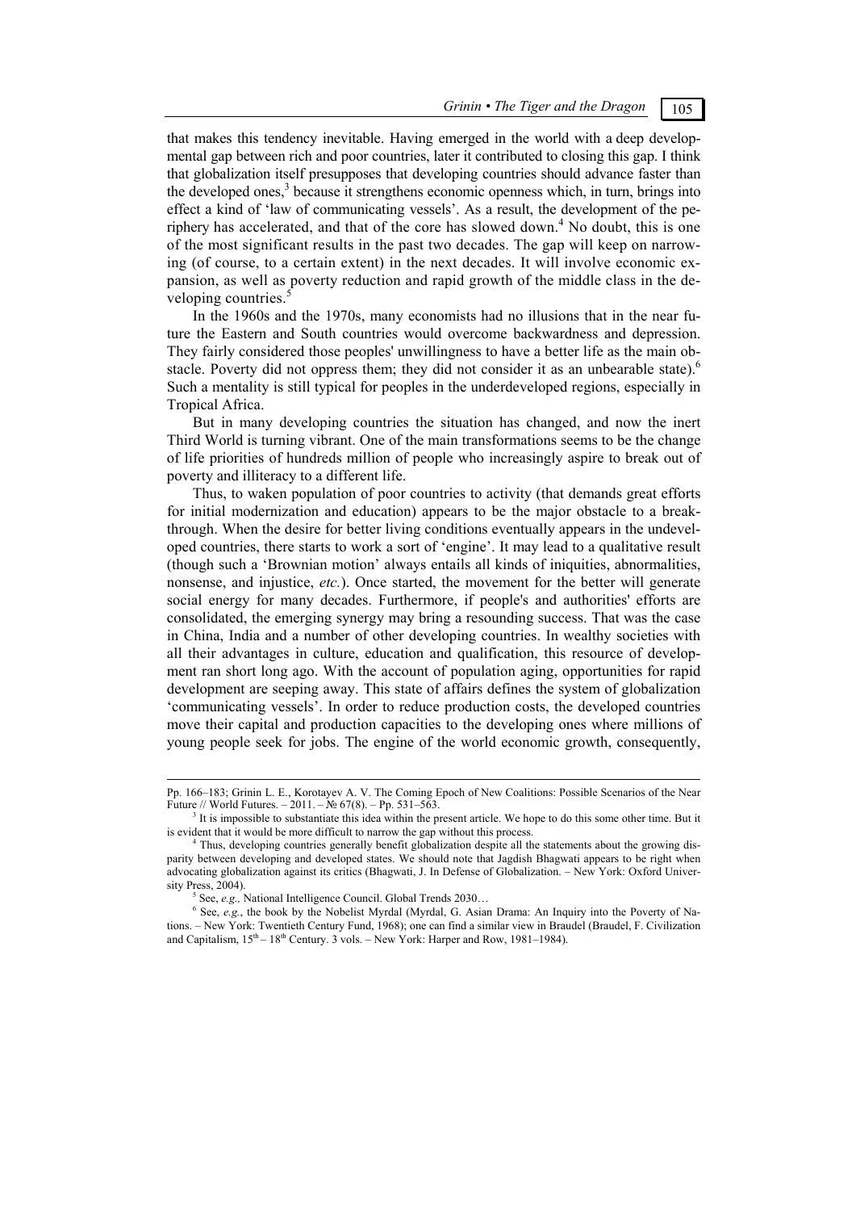that makes this tendency inevitable. Having emerged in the world with a deep developmental gap between rich and poor countries, later it contributed to closing this gap. I think that globalization itself presupposes that developing countries should advance faster than the developed ones,[3] because it strengthens economic openness which, in turn, brings into effect a kind of 'law of communicating vessels'. As a result, the development of the periphery has accelerated, and that of the core has slowed down.[4] No doubt, this is one of the most significant results in the past two decades. The gap will keep on narrowing (of course, to a certain extent) in the next decades. It will involve economic expansion, as well as poverty reduction and rapid growth of the middle class in the developing countries.[5]

In the 1960s and the 1970s, many economists had no illusions that in the near future the Eastern and South countries would overcome backwardness and depression. They fairly considered those peoples' unwillingness to have a better life as the main obstacle. Poverty did not oppress them; they did not consider it as an unbearable state).[6] Such a mentality is still typical for peoples in the underdeveloped regions, especially in Tropical Africa.

But in many developing countries the situation has changed, and now the inert Third World is turning vibrant. One of the main transformations seems to be the change of life priorities of hundreds million of people who increasingly aspire to break out of poverty and illiteracy to a different life.

Thus, to waken population of poor countries to activity (that demands great efforts for initial modernization and education) appears to be the major obstacle to a breakthrough. When the desire for better living conditions eventually appears in the undeveloped countries, there starts to work a sort of 'engine'. It may lead to a qualitative result (though such a 'Brownian motion' always entails all kinds of iniquities, abnormalities, nonsense, and injustice, *etc.*). Once started, the movement for the better will generate social energy for many decades. Furthermore, if people's and authorities' efforts are consolidated, the emerging synergy may bring a resounding success. That was the case in China, India and a number of other developing countries. In wealthy societies with all their advantages in culture, education and qualification, this resource of development ran short long ago. With the account of population aging, opportunities for rapid development are seeping away. This state of affairs defines the system of globalization 'communicating vessels'. In order to reduce production costs, the developed countries move their capital and production capacities to the developing ones where millions of young people seek for jobs. The engine of the world economic growth, consequently,

---

Pp. 166–183; Grinin L. E., Korotayev A. V. The Coming Epoch of New Coalitions: Possible Scenarios of the Near Future // World Futures. – 2011. – № 67(8). – Pp. 531–563.

[3] It is impossible to substantiate this idea within the present article. We hope to do this some other time. But it is evident that it would be more difficult to narrow the gap without this process.

[4] Thus, developing countries generally benefit globalization despite all the statements about the growing disparity between developing and developed states. We should note that Jagdish Bhagwati appears to be right when advocating globalization against its critics (Bhagwati, J. In Defense of Globalization. – New York: Oxford University Press, 2004).

[5] See, *e.g.,* National Intelligence Council. Global Trends 2030…

[6] See, *e.g.*, the book by the Nobelist Myrdal (Myrdal, G. Asian Drama: An Inquiry into the Poverty of Nations. – New York: Twentieth Century Fund, 1968); one can find a similar view in Braudel (Braudel, F. Civilization and Capitalism, 15th – 18th Century. 3 vols. – New York: Harper and Row, 1981–1984).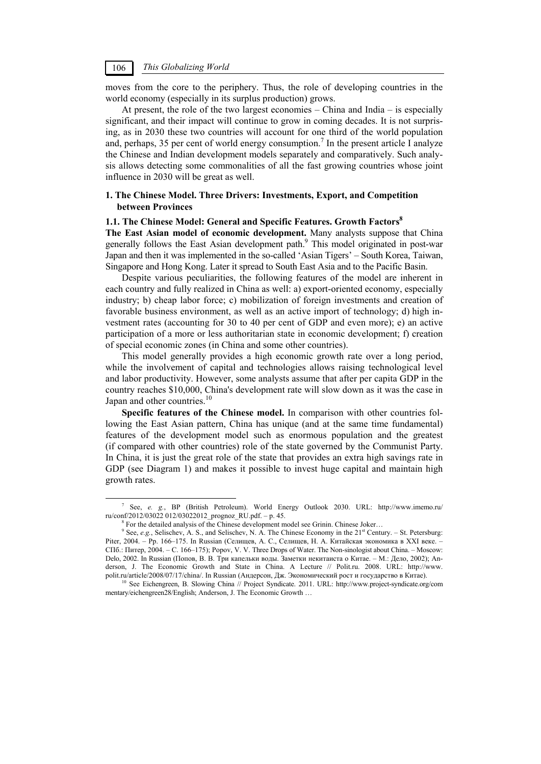moves from the core to the periphery. Thus, the role of developing countries in the world economy (especially in its surplus production) grows.

At present, the role of the two largest economies – China and India – is especially significant, and their impact will continue to grow in coming decades. It is not surprising, as in 2030 these two countries will account for one third of the world population and, perhaps, 35 per cent of world energy consumption.[7] In the present article I analyze the Chinese and Indian development models separately and comparatively. Such analysis allows detecting some commonalities of all the fast growing countries whose joint influence in 2030 will be great as well.

## 1. The Chinese Model. Three Drivers: Investments, Export, and Competition between Provinces

### 1.1. The Chinese Model: General and Specific Features. Growth Factors[8]

**The East Asian model of economic development.** Many analysts suppose that China generally follows the East Asian development path.[9] This model originated in post-war Japan and then it was implemented in the so-called 'Asian Tigers' – South Korea, Taiwan, Singapore and Hong Kong. Later it spread to South East Asia and to the Pacific Basin.

Despite various peculiarities, the following features of the model are inherent in each country and fully realized in China as well: a) export-oriented economy, especially industry; b) cheap labor force; c) mobilization of foreign investments and creation of favorable business environment, as well as an active import of technology; d) high investment rates (accounting for 30 to 40 per cent of GDP and even more); e) an active participation of a more or less authoritarian state in economic development; f) creation of special economic zones (in China and some other countries).

This model generally provides a high economic growth rate over a long period, while the involvement of capital and technologies allows raising technological level and labor productivity. However, some analysts assume that after per capita GDP in the country reaches $10,000, China's development rate will slow down as it was the case in Japan and other countries.[10]

**Specific features of the Chinese model.** In comparison with other countries following the East Asian pattern, China has unique (and at the same time fundamental) features of the development model such as enormous population and the greatest (if compared with other countries) role of the state governed by the Communist Party. In China, it is just the great role of the state that provides an extra high savings rate in GDP (see Diagram 1) and makes it possible to invest huge capital and maintain high growth rates.

---

[7] See, *e. g.*, BP (British Petroleum). World Energy Outlook 2030. URL: http://www.imemo.ru/ru/conf/2012/03022 012/03022012_prognoz_RU.pdf. – p. 45.

[8] For the detailed analysis of the Chinese development model see Grinin. Chinese Joker…

[9] See, *e.g.*, Selischev, A. S., and Selischev, N. A. The Chinese Economy in the 21st Century. – St. Petersburg: Piter, 2004. – Pp. 166–175. In Russian (Селищев, А. С., Селищев, Н. А. Китайская экономика в XXI веке. – СПб.: Питер, 2004. – С. 166–175); Popov, V. V. Three Drops of Water. The Non-sinologist about China. – Moscow: Delo, 2002. In Russian (Попов, В. В. Три капельки воды. Заметки некитаиста о Китае. – М.: Дело, 2002); Anderson, J. The Economic Growth and State in China. A Lecture // Polit.ru. 2008. URL: http://www.polit.ru/article/2008/07/17/china/. In Russian (Андерсон, Дж. Экономический рост и государство в Китае).

[10] See Eichengreen, B. Slowing China // Project Syndicate. 2011. URL: http://www.project-syndicate.org/commentary/eichengreen28/English; Anderson, J. The Economic Growth …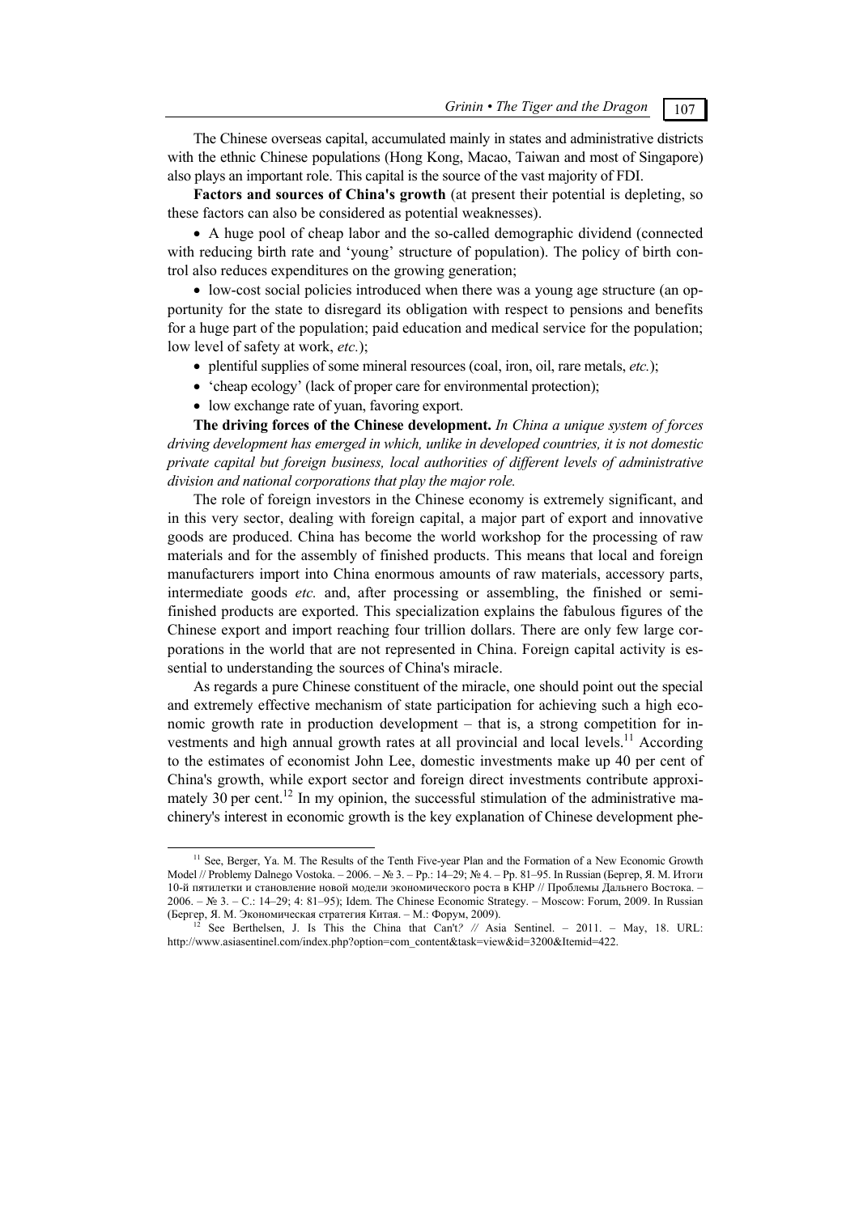The Chinese overseas capital, accumulated mainly in states and administrative districts with the ethnic Chinese populations (Hong Kong, Macao, Taiwan and most of Singapore) also plays an important role. This capital is the source of the vast majority of FDI.

**Factors and sources of China's growth** (at present their potential is depleting, so these factors can also be considered as potential weaknesses).

- A huge pool of cheap labor and the so-called demographic dividend (connected with reducing birth rate and 'young' structure of population). The policy of birth control also reduces expenditures on the growing generation;
- low-cost social policies introduced when there was a young age structure (an opportunity for the state to disregard its obligation with respect to pensions and benefits for a huge part of the population; paid education and medical service for the population; low level of safety at work, *etc.*);
- plentiful supplies of some mineral resources (coal, iron, oil, rare metals, *etc.*);
- 'cheap ecology' (lack of proper care for environmental protection);
- low exchange rate of yuan, favoring export.

**The driving forces of the Chinese development.** *In China a unique system of forces driving development has emerged in which, unlike in developed countries, it is not domestic private capital but foreign business, local authorities of different levels of administrative division and national corporations that play the major role.*

The role of foreign investors in the Chinese economy is extremely significant, and in this very sector, dealing with foreign capital, a major part of export and innovative goods are produced. China has become the world workshop for the processing of raw materials and for the assembly of finished products. This means that local and foreign manufacturers import into China enormous amounts of raw materials, accessory parts, intermediate goods *etc.* and, after processing or assembling, the finished or semi-finished products are exported. This specialization explains the fabulous figures of the Chinese export and import reaching four trillion dollars. There are only few large corporations in the world that are not represented in China. Foreign capital activity is essential to understanding the sources of China's miracle.

As regards a pure Chinese constituent of the miracle, one should point out the special and extremely effective mechanism of state participation for achieving such a high economic growth rate in production development – that is, a strong competition for investments and high annual growth rates at all provincial and local levels.[11] According to the estimates of economist John Lee, domestic investments make up 40 per cent of China's growth, while export sector and foreign direct investments contribute approximately 30 per cent.[12] In my opinion, the successful stimulation of the administrative machinery's interest in economic growth is the key explanation of Chinese development phe-

---

[11] See, Berger, Ya. M. The Results of the Tenth Five-year Plan and the Formation of a New Economic Growth Model // Problemy Dalnego Vostoka. – 2006. – № 3. – Pp.: 14–29; № 4. – Pp. 81–95. In Russian (Бергер, Я. М. Итоги 10-й пятилетки и становление новой модели экономического роста в КНР // Проблемы Дальнего Востока. – 2006. – № 3. – С.: 14–29; 4: 81–95); Idem. The Chinese Economic Strategy. – Moscow: Forum, 2009. In Russian (Бергер, Я. М. Экономическая стратегия Китая. – М.: Форум, 2009).

[12] See Berthelsen, J. Is This the China that Can't? // Asia Sentinel. – 2011. – May, 18. URL: http://www.asiasentinel.com/index.php?option=com_content&task=view&id=3200&Itemid=422.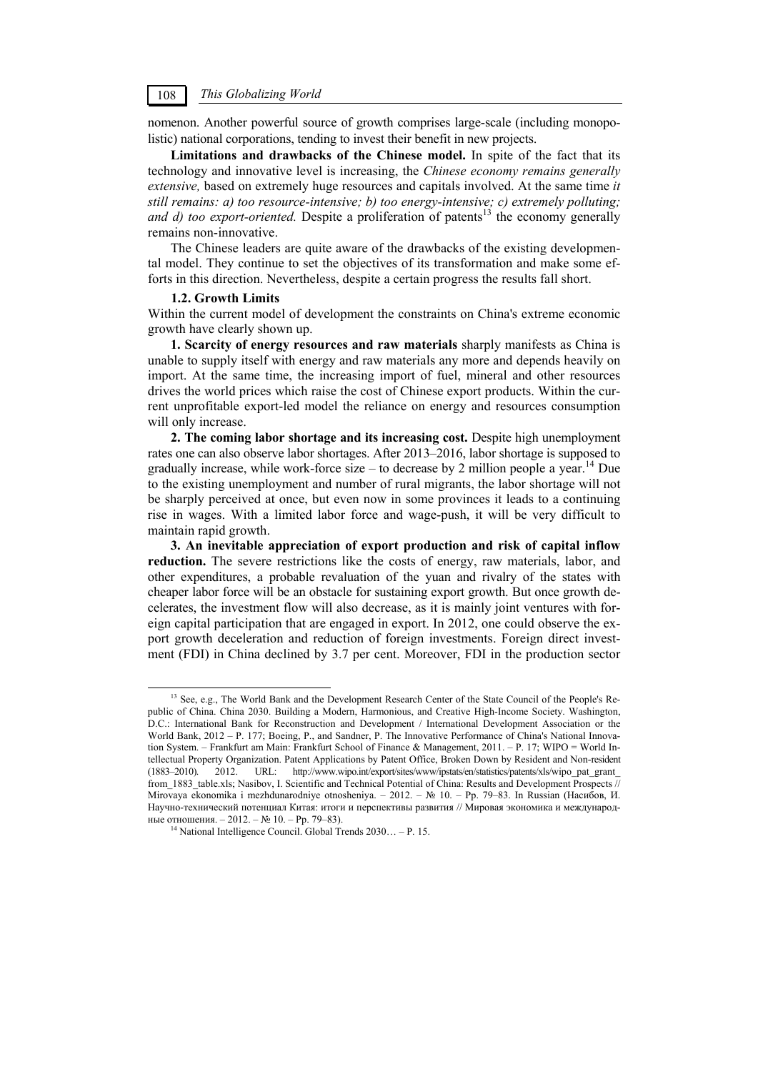nomenon. Another powerful source of growth comprises large-scale (including monopolistic) national corporations, tending to invest their benefit in new projects.

**Limitations and drawbacks of the Chinese model.** In spite of the fact that its technology and innovative level is increasing, the *Chinese economy remains generally extensive,* based on extremely huge resources and capitals involved. At the same time *it still remains: a) too resource-intensive; b) too energy-intensive; c) extremely polluting; and d) too export-oriented.* Despite a proliferation of patents[13] the economy generally remains non-innovative.

The Chinese leaders are quite aware of the drawbacks of the existing developmental model. They continue to set the objectives of its transformation and make some efforts in this direction. Nevertheless, despite a certain progress the results fall short.

### 1.2. Growth Limits

Within the current model of development the constraints on China's extreme economic growth have clearly shown up.

**1. Scarcity of energy resources and raw materials** sharply manifests as China is unable to supply itself with energy and raw materials any more and depends heavily on import. At the same time, the increasing import of fuel, mineral and other resources drives the world prices which raise the cost of Chinese export products. Within the current unprofitable export-led model the reliance on energy and resources consumption will only increase.

**2. The coming labor shortage and its increasing cost.** Despite high unemployment rates one can also observe labor shortages. After 2013–2016, labor shortage is supposed to gradually increase, while work-force size – to decrease by 2 million people a year.[14] Due to the existing unemployment and number of rural migrants, the labor shortage will not be sharply perceived at once, but even now in some provinces it leads to a continuing rise in wages. With a limited labor force and wage-push, it will be very difficult to maintain rapid growth.

**3. An inevitable appreciation of export production and risk of capital inflow reduction.** The severe restrictions like the costs of energy, raw materials, labor, and other expenditures, a probable revaluation of the yuan and rivalry of the states with cheaper labor force will be an obstacle for sustaining export growth. But once growth decelerates, the investment flow will also decrease, as it is mainly joint ventures with foreign capital participation that are engaged in export. In 2012, one could observe the export growth deceleration and reduction of foreign investments. Foreign direct investment (FDI) in China declined by 3.7 per cent. Moreover, FDI in the production sector

---

[13] See, e.g., The World Bank and the Development Research Center of the State Council of the People's Republic of China. China 2030. Building a Modern, Harmonious, and Creative High-Income Society. Washington, D.C.: International Bank for Reconstruction and Development / International Development Association or the World Bank, 2012 – P. 177; Boeing, P., and Sandner, P. The Innovative Performance of China's National Innovation System. – Frankfurt am Main: Frankfurt School of Finance & Management, 2011. – P. 17; WIPO = World Intellectual Property Organization. Patent Applications by Patent Office, Broken Down by Resident and Non-resident (1883–2010). 2012. URL: http://www.wipo.int/export/sites/www/ipstats/en/statistics/patents/xls/wipo_pat_grant_from_1883_table.xls; Nasibov, I. Scientific and Technical Potential of China: Results and Development Prospects // Mirovaya ekonomika i mezhdunarodniye otnosheniya. – 2012. – № 10. – Pp. 79–83. In Russian (Насибов, И. Научно-технический потенциал Китая: итоги и перспективы развития // Мировая экономика и международные отношения. – 2012. – № 10. – Pp. 79–83).

[14] National Intelligence Council. Global Trends 2030… – P. 15.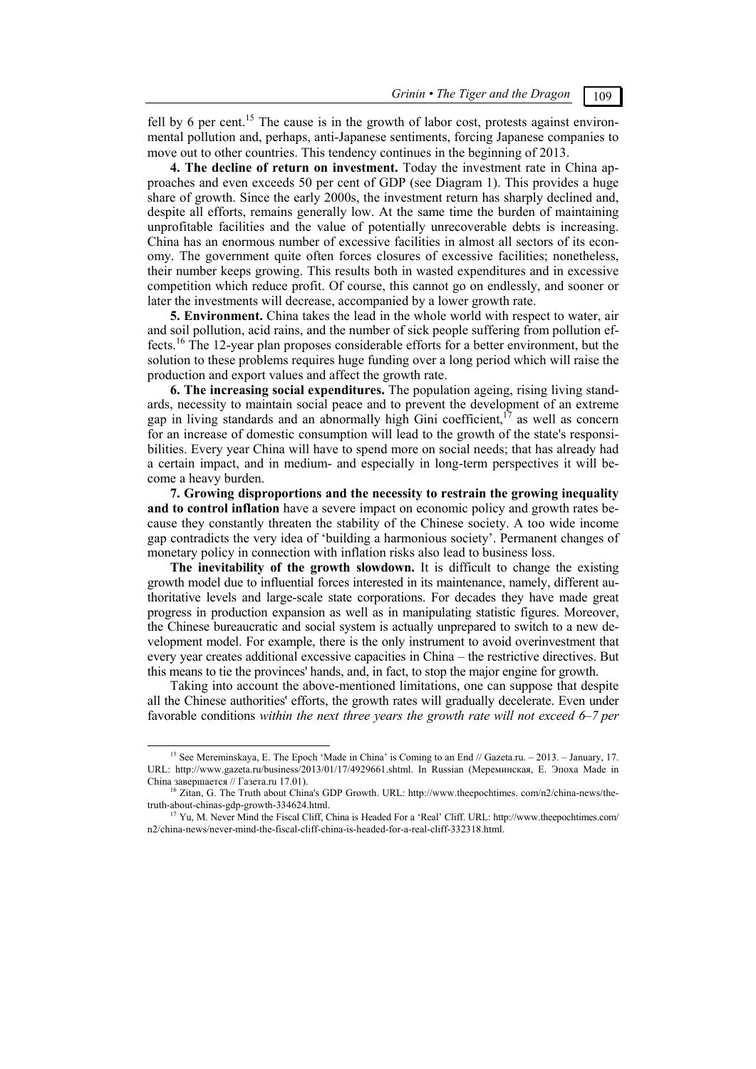fell by 6 per cent.[15] The cause is in the growth of labor cost, protests against environmental pollution and, perhaps, anti-Japanese sentiments, forcing Japanese companies to move out to other countries. This tendency continues in the beginning of 2013.

**4. The decline of return on investment.** Today the investment rate in China approaches and even exceeds 50 per cent of GDP (see Diagram 1). This provides a huge share of growth. Since the early 2000s, the investment return has sharply declined and, despite all efforts, remains generally low. At the same time the burden of maintaining unprofitable facilities and the value of potentially unrecoverable debts is increasing. China has an enormous number of excessive facilities in almost all sectors of its economy. The government quite often forces closures of excessive facilities; nonetheless, their number keeps growing. This results both in wasted expenditures and in excessive competition which reduce profit. Of course, this cannot go on endlessly, and sooner or later the investments will decrease, accompanied by a lower growth rate.

**5. Environment.** China takes the lead in the whole world with respect to water, air and soil pollution, acid rains, and the number of sick people suffering from pollution effects.[16] The 12-year plan proposes considerable efforts for a better environment, but the solution to these problems requires huge funding over a long period which will raise the production and export values and affect the growth rate.

**6. The increasing social expenditures.** The population ageing, rising living standards, necessity to maintain social peace and to prevent the development of an extreme gap in living standards and an abnormally high Gini coefficient,[17] as well as concern for an increase of domestic consumption will lead to the growth of the state's responsibilities. Every year China will have to spend more on social needs; that has already had a certain impact, and in medium- and especially in long-term perspectives it will become a heavy burden.

**7. Growing disproportions and the necessity to restrain the growing inequality and to control inflation** have a severe impact on economic policy and growth rates because they constantly threaten the stability of the Chinese society. A too wide income gap contradicts the very idea of 'building a harmonious society'. Permanent changes of monetary policy in connection with inflation risks also lead to business loss.

**The inevitability of the growth slowdown.** It is difficult to change the existing growth model due to influential forces interested in its maintenance, namely, different authoritative levels and large-scale state corporations. For decades they have made great progress in production expansion as well as in manipulating statistic figures. Moreover, the Chinese bureaucratic and social system is actually unprepared to switch to a new development model. For example, there is the only instrument to avoid overinvestment that every year creates additional excessive capacities in China – the restrictive directives. But this means to tie the provinces' hands, and, in fact, to stop the major engine for growth.

Taking into account the above-mentioned limitations, one can suppose that despite all the Chinese authorities' efforts, the growth rates will gradually decelerate. Even under favorable conditions *within the next three years the growth rate will not exceed 6–7 per*

---

[15] See Mereminskaya, E. The Epoch 'Made in China' is Coming to an End // Gazeta.ru. – 2013. – January, 17. URL: http://www.gazeta.ru/business/2013/01/17/4929661.shtml. In Russian (Мереминская, Е. Эпоха Made in China завершается // Газета.ru 17.01).

[16] Zitan, G. The Truth about China's GDP Growth. URL: http://www.theepochtimes. com/n2/china-news/the-truth-about-chinas-gdp-growth-334624.html.

[17] Yu, M. Never Mind the Fiscal Cliff, China is Headed For a 'Real' Cliff. URL: http://www.theepochtimes.com/n2/china-news/never-mind-the-fiscal-cliff-china-is-headed-for-a-real-cliff-332318.html.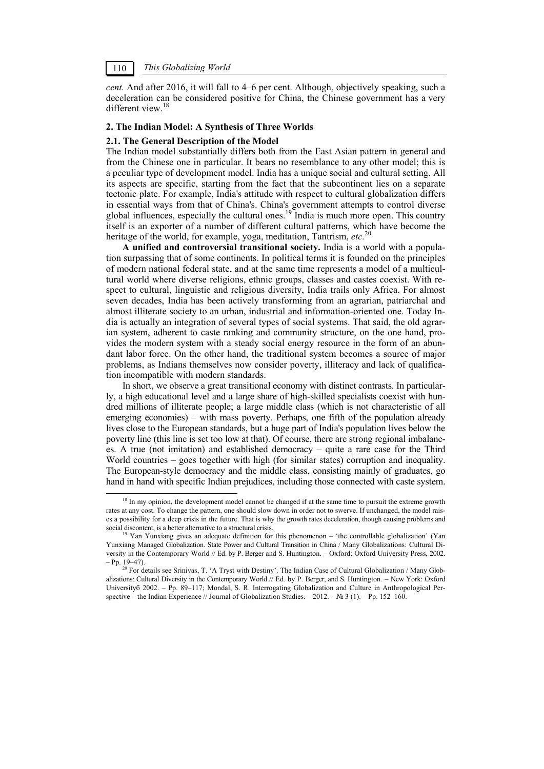*cent.* And after 2016, it will fall to 4–6 per cent. Although, objectively speaking, such a deceleration can be considered positive for China, the Chinese government has a very different view.[18]

## 2. The Indian Model: A Synthesis of Three Worlds

### 2.1. The General Description of the Model

The Indian model substantially differs both from the East Asian pattern in general and from the Chinese one in particular. It bears no resemblance to any other model; this is a peculiar type of development model. India has a unique social and cultural setting. All its aspects are specific, starting from the fact that the subcontinent lies on a separate tectonic plate. For example, India's attitude with respect to cultural globalization differs in essential ways from that of China's. China's government attempts to control diverse global influences, especially the cultural ones.[19] India is much more open. This country itself is an exporter of a number of different cultural patterns, which have become the heritage of the world, for example, yoga, meditation, Tantrism, *etc.*[20]

**A unified and controversial transitional society.** India is a world with a population surpassing that of some continents. In political terms it is founded on the principles of modern national federal state, and at the same time represents a model of a multicultural world where diverse religions, ethnic groups, classes and castes coexist. With respect to cultural, linguistic and religious diversity, India trails only Africa. For almost seven decades, India has been actively transforming from an agrarian, patriarchal and almost illiterate society to an urban, industrial and information-oriented one. Today India is actually an integration of several types of social systems. That said, the old agrarian system, adherent to caste ranking and community structure, on the one hand, provides the modern system with a steady social energy resource in the form of an abundant labor force. On the other hand, the traditional system becomes a source of major problems, as Indians themselves now consider poverty, illiteracy and lack of qualification incompatible with modern standards.

In short, we observe a great transitional economy with distinct contrasts. In particularly, a high educational level and a large share of high-skilled specialists coexist with hundred millions of illiterate people; a large middle class (which is not characteristic of all emerging economies) – with mass poverty. Perhaps, one fifth of the population already lives close to the European standards, but a huge part of India's population lives below the poverty line (this line is set too low at that). Of course, there are strong regional imbalances. A true (not imitation) and established democracy – quite a rare case for the Third World countries – goes together with high (for similar states) corruption and inequality. The European-style democracy and the middle class, consisting mainly of graduates, go hand in hand with specific Indian prejudices, including those connected with caste system.

---

[18] In my opinion, the development model cannot be changed if at the same time to pursuit the extreme growth rates at any cost. To change the pattern, one should slow down in order not to swerve. If unchanged, the model raises a possibility for a deep crisis in the future. That is why the growth rates deceleration, though causing problems and social discontent, is a better alternative to a structural crisis.

[19] Yan Yunxiang gives an adequate definition for this phenomenon – 'the controllable globalization' (Yan Yunxiang Managed Globalization. State Power and Cultural Transition in China / Many Globalizations: Cultural Diversity in the Contemporary World // Ed. by P. Berger and S. Huntington. – Oxford: Oxford University Press, 2002. – Pp. 19–47).

[20] For details see Srinivas, T. 'A Tryst with Destiny'. The Indian Case of Cultural Globalization / Many Globalizations: Cultural Diversity in the Contemporary World // Ed. by P. Berger, and S. Huntington. – New York: Oxford Universityб 2002. – Pp. 89–117; Mondal, S. R. Interrogating Globalization and Culture in Anthropological Perspective – the Indian Experience // Journal of Globalization Studies. – 2012. – № 3 (1). – Pp. 152–160.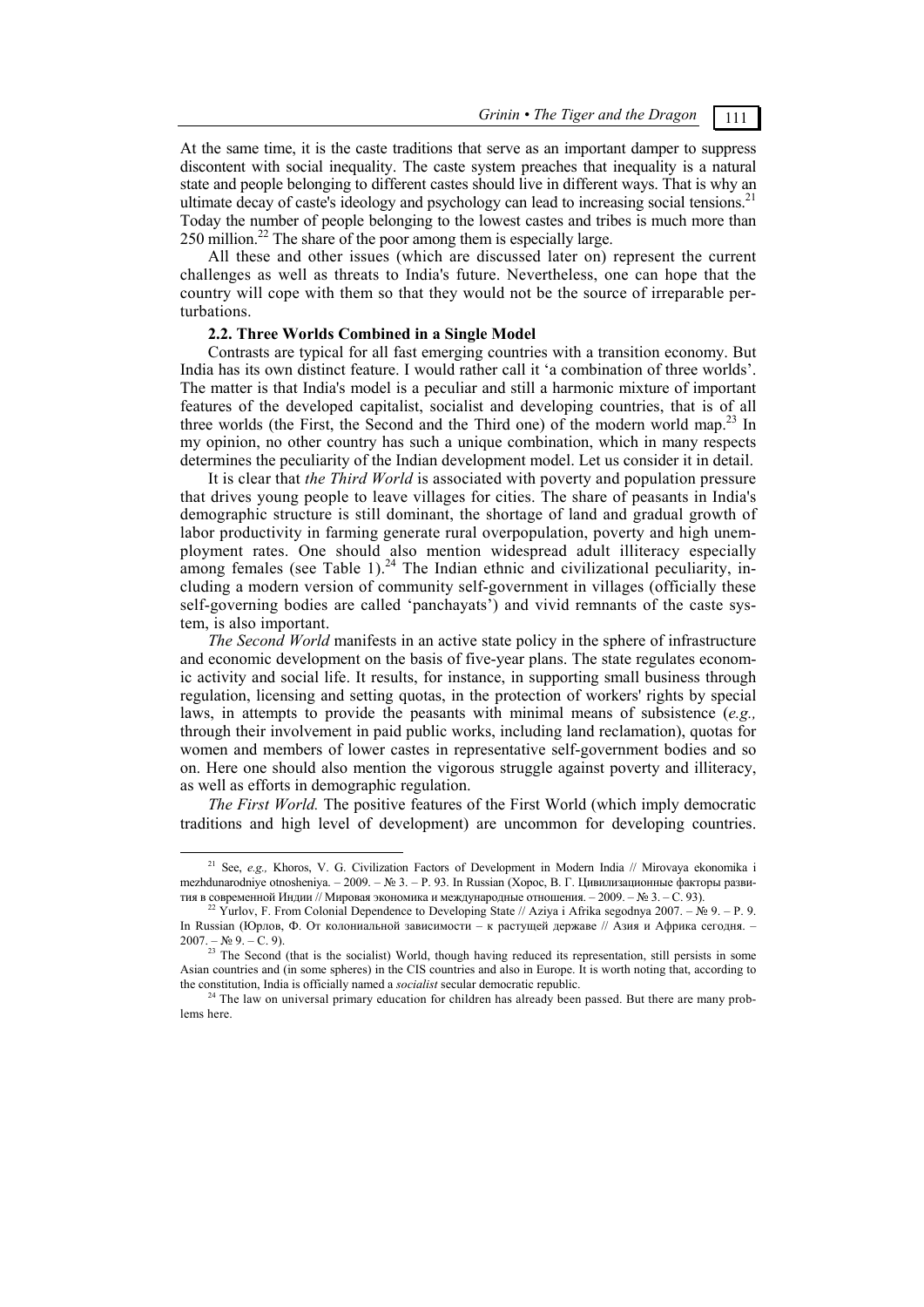At the same time, it is the caste traditions that serve as an important damper to suppress discontent with social inequality. The caste system preaches that inequality is a natural state and people belonging to different castes should live in different ways. That is why an ultimate decay of caste's ideology and psychology can lead to increasing social tensions.[21] Today the number of people belonging to the lowest castes and tribes is much more than 250 million.[22] The share of the poor among them is especially large.

All these and other issues (which are discussed later on) represent the current challenges as well as threats to India's future. Nevertheless, one can hope that the country will cope with them so that they would not be the source of irreparable perturbations.

### 2.2. Three Worlds Combined in a Single Model

Contrasts are typical for all fast emerging countries with a transition economy. But India has its own distinct feature. I would rather call it 'a combination of three worlds'. The matter is that India's model is a peculiar and still a harmonic mixture of important features of the developed capitalist, socialist and developing countries, that is of all three worlds (the First, the Second and the Third one) of the modern world map.[23] In my opinion, no other country has such a unique combination, which in many respects determines the peculiarity of the Indian development model. Let us consider it in detail.

It is clear that *the Third World* is associated with poverty and population pressure that drives young people to leave villages for cities. The share of peasants in India's demographic structure is still dominant, the shortage of land and gradual growth of labor productivity in farming generate rural overpopulation, poverty and high unemployment rates. One should also mention widespread adult illiteracy especially among females (see Table 1).[24] The Indian ethnic and civilizational peculiarity, including a modern version of community self-government in villages (officially these self-governing bodies are called 'panchayats') and vivid remnants of the caste system, is also important.

*The Second World* manifests in an active state policy in the sphere of infrastructure and economic development on the basis of five-year plans. The state regulates economic activity and social life. It results, for instance, in supporting small business through regulation, licensing and setting quotas, in the protection of workers' rights by special laws, in attempts to provide the peasants with minimal means of subsistence (*e.g.,* through their involvement in paid public works, including land reclamation), quotas for women and members of lower castes in representative self-government bodies and so on. Here one should also mention the vigorous struggle against poverty and illiteracy, as well as efforts in demographic regulation.

*The First World.* The positive features of the First World (which imply democratic traditions and high level of development) are uncommon for developing countries.

---

[21] See, *e.g.,* Khoros, V. G. Civilization Factors of Development in Modern India // Mirovaya ekonomika i mezhdunarodniye otnosheniya. – 2009. – № 3. – P. 93. In Russian (Хорос, В. Г. Цивилизационные факторы развития в современной Индии // Мировая экономика и международные отношения. – 2009. – № 3. – С. 93).

[22] Yurlov, F. From Colonial Dependence to Developing State // Aziya i Afrika segodnya 2007. – № 9. – P. 9. In Russian (Юрлов, Ф. От колониальной зависимости – к растущей державе // Азия и Африка сегодня. – 2007. – № 9. – С. 9).

[23] The Second (that is the socialist) World, though having reduced its representation, still persists in some Asian countries and (in some spheres) in the CIS countries and also in Europe. It is worth noting that, according to the constitution, India is officially named a *socialist* secular democratic republic.

[24] The law on universal primary education for children has already been passed. But there are many problems here.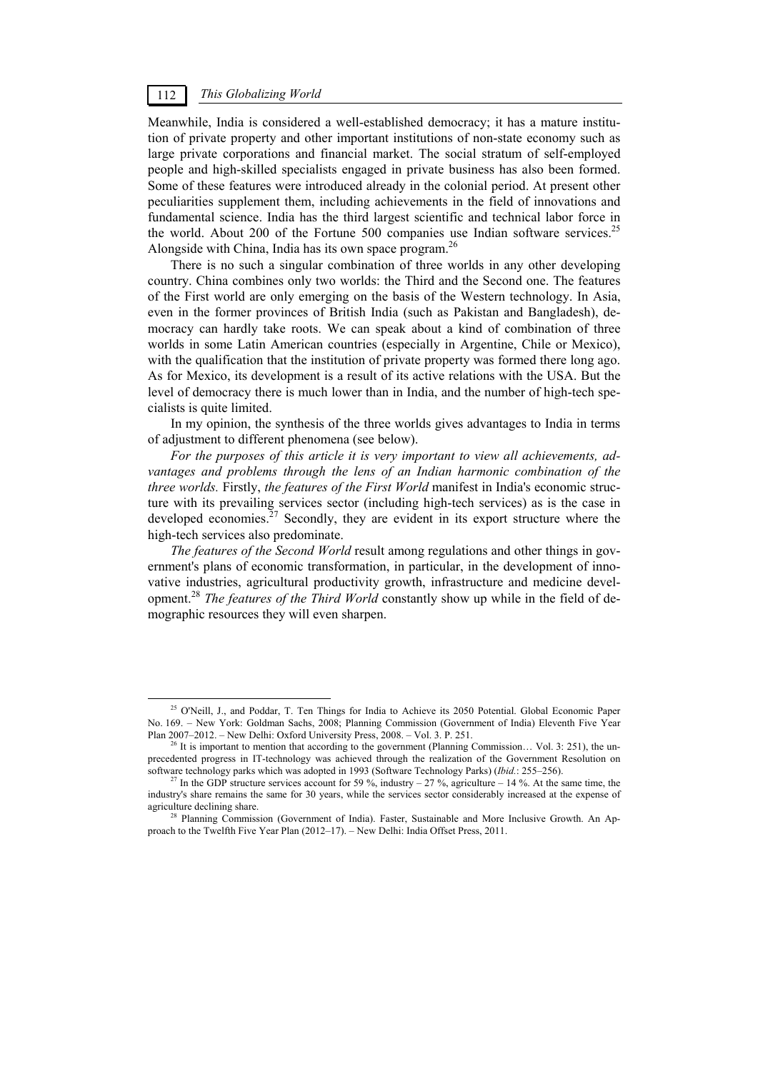Meanwhile, India is considered a well-established democracy; it has a mature institution of private property and other important institutions of non-state economy such as large private corporations and financial market. The social stratum of self-employed people and high-skilled specialists engaged in private business has also been formed. Some of these features were introduced already in the colonial period. At present other peculiarities supplement them, including achievements in the field of innovations and fundamental science. India has the third largest scientific and technical labor force in the world. About 200 of the Fortune 500 companies use Indian software services.[25] Alongside with China, India has its own space program.[26]

There is no such a singular combination of three worlds in any other developing country. China combines only two worlds: the Third and the Second one. The features of the First world are only emerging on the basis of the Western technology. In Asia, even in the former provinces of British India (such as Pakistan and Bangladesh), democracy can hardly take roots. We can speak about a kind of combination of three worlds in some Latin American countries (especially in Argentine, Chile or Mexico), with the qualification that the institution of private property was formed there long ago. As for Mexico, its development is a result of its active relations with the USA. But the level of democracy there is much lower than in India, and the number of high-tech specialists is quite limited.

In my opinion, the synthesis of the three worlds gives advantages to India in terms of adjustment to different phenomena (see below).

*For the purposes of this article it is very important to view all achievements, advantages and problems through the lens of an Indian harmonic combination of the three worlds.* Firstly, *the features of the First World* manifest in India's economic structure with its prevailing services sector (including high-tech services) as is the case in developed economies.[27] Secondly, they are evident in its export structure where the high-tech services also predominate.

*The features of the Second World* result among regulations and other things in government's plans of economic transformation, in particular, in the development of innovative industries, agricultural productivity growth, infrastructure and medicine development.[28] *The features of the Third World* constantly show up while in the field of demographic resources they will even sharpen.

---

[25] O'Neill, J., and Poddar, T. Ten Things for India to Achieve its 2050 Potential. Global Economic Paper No. 169. – New York: Goldman Sachs, 2008; Planning Commission (Government of India) Eleventh Five Year Plan 2007–2012. – New Delhi: Oxford University Press, 2008. – Vol. 3. P. 251.

[26] It is important to mention that according to the government (Planning Commission… Vol. 3: 251), the unprecedented progress in IT-technology was achieved through the realization of the Government Resolution on software technology parks which was adopted in 1993 (Software Technology Parks) (*Ibid.*: 255–256).

[27] In the GDP structure services account for 59 %, industry – 27 %, agriculture – 14 %. At the same time, the industry's share remains the same for 30 years, while the services sector considerably increased at the expense of agriculture declining share.

[28] Planning Commission (Government of India). Faster, Sustainable and More Inclusive Growth. An Approach to the Twelfth Five Year Plan (2012–17). – New Delhi: India Offset Press, 2011.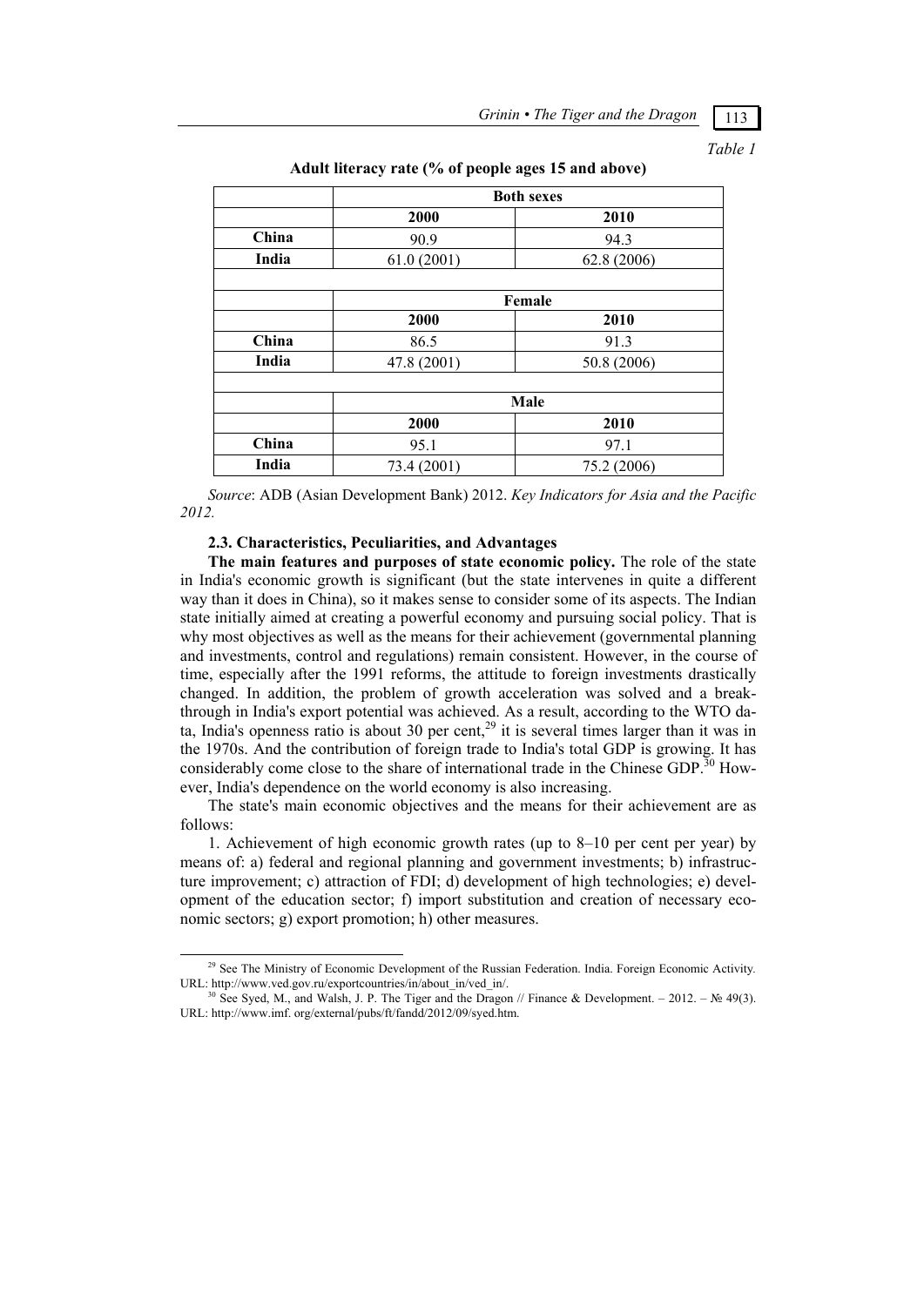*Table 1*

**Adult literacy rate (% of people ages 15 and above)**

| | Both sexes | |
|---|---|---|
| | **2000** | **2010** |
| **China** | 90.9 | 94.3 |
| **India** | 61.0 (2001) | 62.8 (2006) |
| | **Female** | |
| | **2000** | **2010** |
| **China** | 86.5 | 91.3 |
| **India** | 47.8 (2001) | 50.8 (2006) |
| | **Male** | |
| | **2000** | **2010** |
| **China** | 95.1 | 97.1 |
| **India** | 73.4 (2001) | 75.2 (2006) |

*Source*: ADB (Asian Development Bank) 2012. *Key Indicators for Asia and the Pacific 2012.*

### 2.3. Characteristics, Peculiarities, and Advantages

**The main features and purposes of state economic policy.** The role of the state in India's economic growth is significant (but the state intervenes in quite a different way than it does in China), so it makes sense to consider some of its aspects. The Indian state initially aimed at creating a powerful economy and pursuing social policy. That is why most objectives as well as the means for their achievement (governmental planning and investments, control and regulations) remain consistent. However, in the course of time, especially after the 1991 reforms, the attitude to foreign investments drastically changed. In addition, the problem of growth acceleration was solved and a breakthrough in India's export potential was achieved. As a result, according to the WTO data, India's openness ratio is about 30 per cent,[29] it is several times larger than it was in the 1970s. And the contribution of foreign trade to India's total GDP is growing. It has considerably come close to the share of international trade in the Chinese GDP.[30] However, India's dependence on the world economy is also increasing.

The state's main economic objectives and the means for their achievement are as follows:

1. Achievement of high economic growth rates (up to 8–10 per cent per year) by means of: a) federal and regional planning and government investments; b) infrastructure improvement; c) attraction of FDI; d) development of high technologies; e) development of the education sector; f) import substitution and creation of necessary economic sectors; g) export promotion; h) other measures.

---

[29] See The Ministry of Economic Development of the Russian Federation. India. Foreign Economic Activity. URL: http://www.ved.gov.ru/exportcountries/in/about_in/ved_in/.

[30] See Syed, M., and Walsh, J. P. The Tiger and the Dragon // Finance & Development. – 2012. – № 49(3). URL: http://www.imf. org/external/pubs/ft/fandd/2012/09/syed.htm.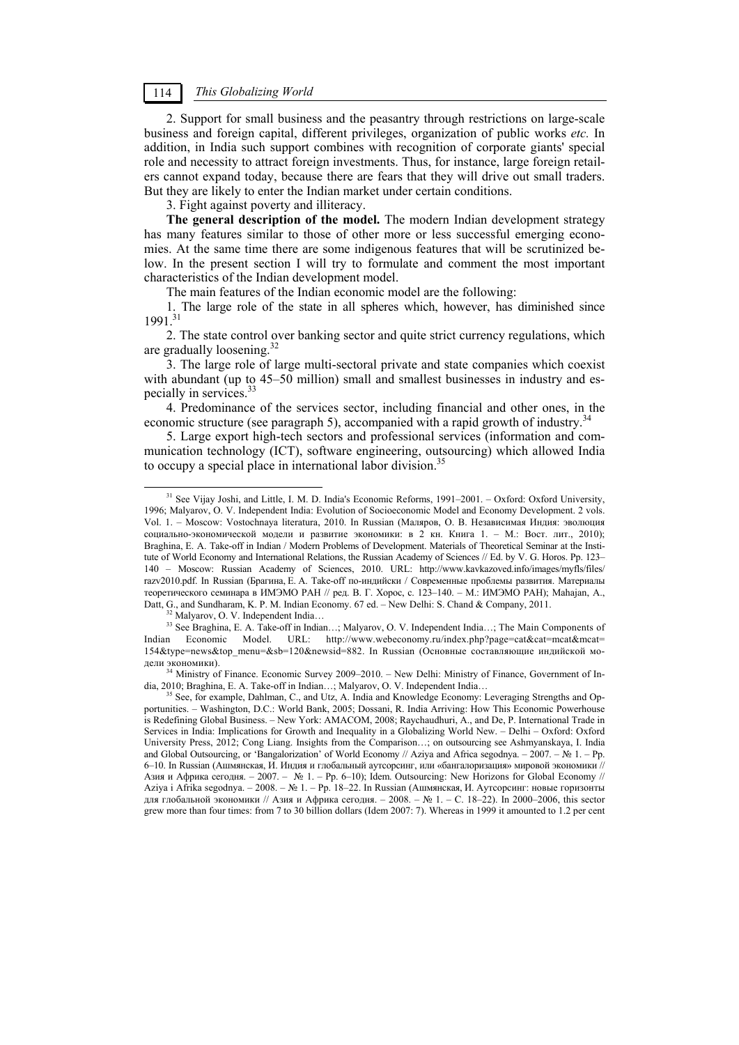2. Support for small business and the peasantry through restrictions on large-scale business and foreign capital, different privileges, organization of public works *etc.* In addition, in India such support combines with recognition of corporate giants' special role and necessity to attract foreign investments. Thus, for instance, large foreign retailers cannot expand today, because there are fears that they will drive out small traders. But they are likely to enter the Indian market under certain conditions.

3. Fight against poverty and illiteracy.

**The general description of the model.** The modern Indian development strategy has many features similar to those of other more or less successful emerging economies. At the same time there are some indigenous features that will be scrutinized below. In the present section I will try to formulate and comment the most important characteristics of the Indian development model.

The main features of the Indian economic model are the following:

1. The large role of the state in all spheres which, however, has diminished since 1991.[31]

2. The state control over banking sector and quite strict currency regulations, which are gradually loosening.[32]

3. The large role of large multi-sectoral private and state companies which coexist with abundant (up to 45–50 million) small and smallest businesses in industry and especially in services.[33]

4. Predominance of the services sector, including financial and other ones, in the economic structure (see paragraph 5), accompanied with a rapid growth of industry.[34]

5. Large export high-tech sectors and professional services (information and communication technology (ICT), software engineering, outsourcing) which allowed India to occupy a special place in international labor division.[35]

---

[31] See Vijay Joshi, and Little, I. M. D. India's Economic Reforms, 1991–2001. – Oxford: Oxford University, 1996; Malyarov, O. V. Independent India: Evolution of Socioeconomic Model and Economy Development. 2 vols. Vol. 1. – Moscow: Vostochnaya literatura, 2010. In Russian (Маляров, О. В. Независимая Индия: эволюция социально-экономической модели и развитие экономики: в 2 кн. Книга 1. – М.: Вост. лит., 2010); Braghina, E. A. Take-off in Indian / Modern Problems of Development. Materials of Theoretical Seminar at the Institute of World Economy and International Relations, the Russian Academy of Sciences // Ed. by V. G. Horos. Pp. 123–140 – Moscow: Russian Academy of Sciences, 2010. URL: http://www.kavkazoved.info/images/myfls/files/razv2010.pdf. In Russian (Брагина, Е. А. Take-off по-индийски / Современные проблемы развития. Материалы теоретического семинара в ИМЭМО РАН // ред. В. Г. Хорос, с. 123–140. – М.: ИМЭМО РАН); Mahajan, A., Datt, G., and Sundharam, K. P. M. Indian Economy. 67 ed. – New Delhi: S. Chand & Company, 2011.

[32] Malyarov, O. V. Independent India…

[33] See Braghina, E. A. Take-off in Indian…; Malyarov, O. V. Independent India…; The Main Components of Indian Economic Model. URL: http://www.webeconomy.ru/index.php?page=cat&cat=mcat&mcat=154&type=news&top_menu=&sb=120&newsid=882. In Russian (Основные составляющие индийской модели экономики).

[34] Ministry of Finance. Economic Survey 2009–2010. – New Delhi: Ministry of Finance, Government of India, 2010; Braghina, E. A. Take-off in Indian…; Malyarov, O. V. Independent India…

[35] See, for example, Dahlman, C., and Utz, A. India and Knowledge Economy: Leveraging Strengths and Opportunities. – Washington, D.C.: World Bank, 2005; Dossani, R. India Arriving: How This Economic Powerhouse is Redefining Global Business. – New York: AMACOM, 2008; Raychaudhuri, A., and De, P. International Trade in Services in India: Implications for Growth and Inequality in a Globalizing World New. – Delhi – Oxford: Oxford University Press, 2012; Cong Liang. Insights from the Comparison…; on outsourcing see Ashmyanskaya, I. India and Global Outsourcing, or 'Bangalorization' of World Economy // Aziya and Africa segodnya. – 2007. – № 1. – Pp. 6–10. In Russian (Ашмянская, И. Индия и глобальный аутсорсинг, или «бангалоризация» мировой экономики // Азия и Африка сегодня. – 2007. – № 1. – Pp. 6–10); Idem. Outsourcing: New Horizons for Global Economy // Aziya i Afrika segodnya. – 2008. – № 1. – Pp. 18–22. In Russian (Ашмянская, И. Аутсорсинг: новые горизонты для глобальной экономики // Азия и Африка сегодня. – 2008. – № 1. – С. 18–22). In 2000–2006, this sector grew more than four times: from 7 to 30 billion dollars (Idem 2007: 7). Whereas in 1999 it amounted to 1.2 per cent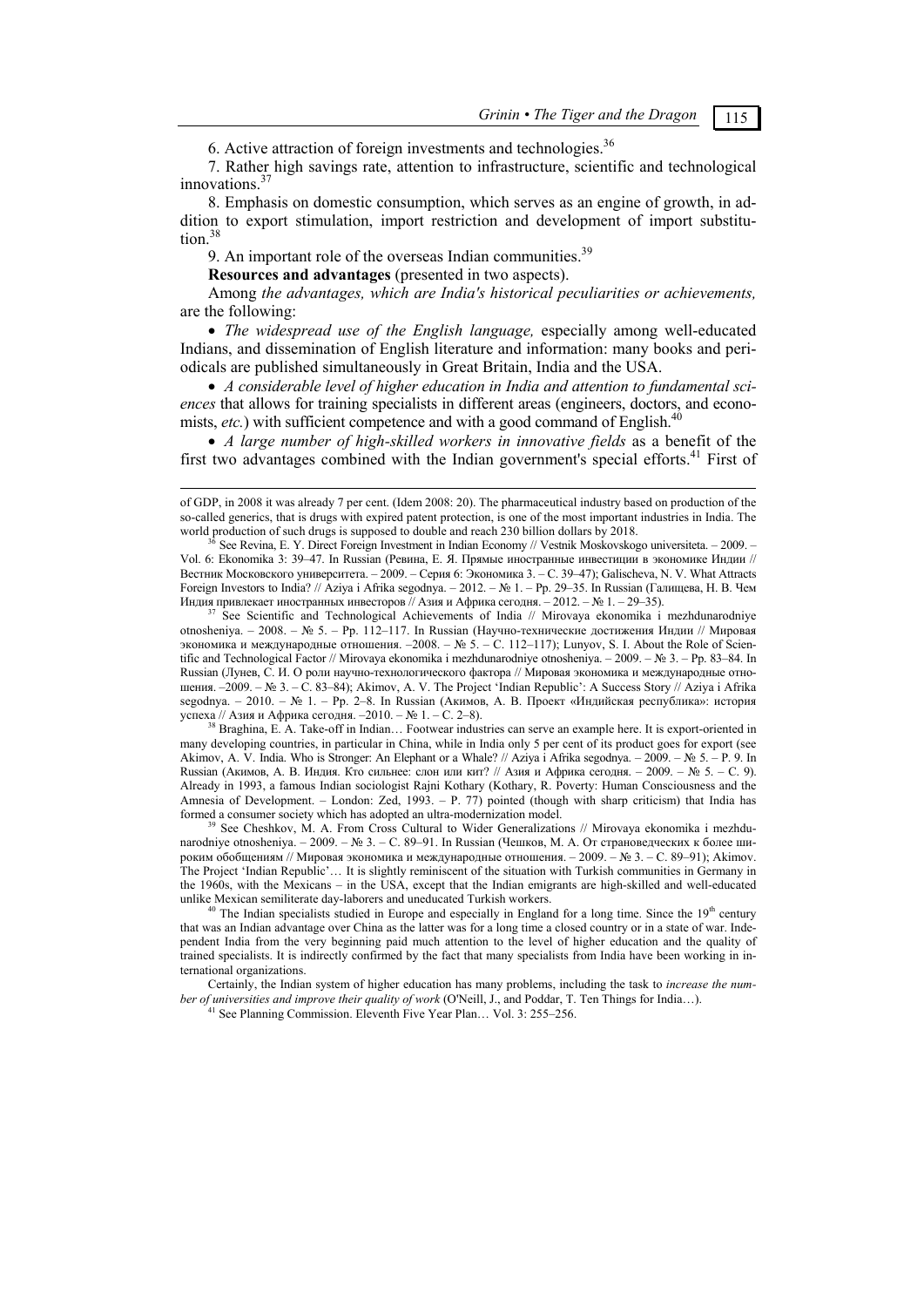6. Active attraction of foreign investments and technologies.[36]

7. Rather high savings rate, attention to infrastructure, scientific and technological innovations.[37]

8. Emphasis on domestic consumption, which serves as an engine of growth, in addition to export stimulation, import restriction and development of import substitution.[38]

9. An important role of the overseas Indian communities.[39]

**Resources and advantages** (presented in two aspects).

Among *the advantages, which are India's historical peculiarities or achievements,* are the following:

- *The widespread use of the English language,* especially among well-educated Indians, and dissemination of English literature and information: many books and periodicals are published simultaneously in Great Britain, India and the USA.
- *A considerable level of higher education in India and attention to fundamental sciences* that allows for training specialists in different areas (engineers, doctors, and economists, *etc.*) with sufficient competence and with a good command of English.[40]
- *A large number of high-skilled workers in innovative fields* as a benefit of the first two advantages combined with the Indian government's special efforts.[41] First of

---

of GDP, in 2008 it was already 7 per cent. (Idem 2008: 20). The pharmaceutical industry based on production of the so-called generics, that is drugs with expired patent protection, is one of the most important industries in India. The world production of such drugs is supposed to double and reach 230 billion dollars by 2018.

[36] See Revina, E. Y. Direct Foreign Investment in Indian Economy // Vestnik Moskovskogo universiteta. – 2009. – Vol. 6: Ekonomika 3: 39–47. In Russian (Ревина, Е. Я. Прямые иностранные инвестиции в экономике Индии // Вестник Московского университета. – 2009. – Серия 6: Экономика 3. – С. 39–47); Galischeva, N. V. What Attracts Foreign Investors to India? // Aziya i Afrika segodnya. – 2012. – № 1. – Pp. 29–35. In Russian (Галищева, Н. В. Чем Индия привлекает иностранных инвесторов // Азия и Африка сегодня. – 2012. – № 1. – 29–35).

[37] See Scientific and Technological Achievements of India // Mirovaya ekonomika i mezhdunarodniye otnosheniya. – 2008. – № 5. – Pp. 112–117. In Russian (Научно-технические достижения Индии // Мировая экономика и международные отношения. –2008. – № 5. – С. 112–117); Lunyov, S. I. About the Role of Scientific and Technological Factor // Mirovaya ekonomika i mezhdunarodniye otnosheniya. – 2009. – № 3. – Pp. 83–84. In Russian (Лунев, С. И. О роли научно-технологического фактора // Мировая экономика и международные отношения. –2009. – № 3. – С. 83–84); Akimov, A. V. The Project 'Indian Republic': A Success Story // Aziya i Afrika segodnya. – 2010. – № 1. – Pp. 2–8. In Russian (Акимов, А. В. Проект «Индийская республика»: история успеха // Азия и Африка сегодня. –2010. – № 1. – С. 2–8).

[38] Braghina, E. A. Take-off in Indian… Footwear industries can serve an example here. It is export-oriented in many developing countries, in particular in China, while in India only 5 per cent of its product goes for export (see Akimov, A. V. India. Who is Stronger: An Elephant or a Whale? // Aziya i Afrika segodnya. – 2009. – № 5. – P. 9. In Russian (Акимов, А. В. Индия. Кто сильнее: слон или кит? // Азия и Африка сегодня. – 2009. – № 5. – С. 9). Already in 1993, a famous Indian sociologist Rajni Kothary (Kothary, R. Poverty: Human Consciousness and the Amnesia of Development. – London: Zed, 1993. – P. 77) pointed (though with sharp criticism) that India has formed a consumer society which has adopted an ultra-modernization model.

[39] See Cheshkov, M. A. From Cross Cultural to Wider Generalizations // Mirovaya ekonomika i mezhdunarodniye otnosheniya. – 2009. – № 3. – C. 89–91. In Russian (Чешков, М. А. От страноведческих к более широким обобщениям // Мировая экономика и международные отношения. – 2009. – № 3. – С. 89–91); Akimov. The Project 'Indian Republic'… It is slightly reminiscent of the situation with Turkish communities in Germany in the 1960s, with the Mexicans – in the USA, except that the Indian emigrants are high-skilled and well-educated unlike Mexican semiliterate day-laborers and uneducated Turkish workers.

[40] The Indian specialists studied in Europe and especially in England for a long time. Since the 19th century that was an Indian advantage over China as the latter was for a long time a closed country or in a state of war. Independent India from the very beginning paid much attention to the level of higher education and the quality of trained specialists. It is indirectly confirmed by the fact that many specialists from India have been working in international organizations.

Certainly, the Indian system of higher education has many problems, including the task to *increase the number of universities and improve their quality of work* (O'Neill, J., and Poddar, T. Ten Things for India…).

[41] See Planning Commission. Eleventh Five Year Plan… Vol. 3: 255–256.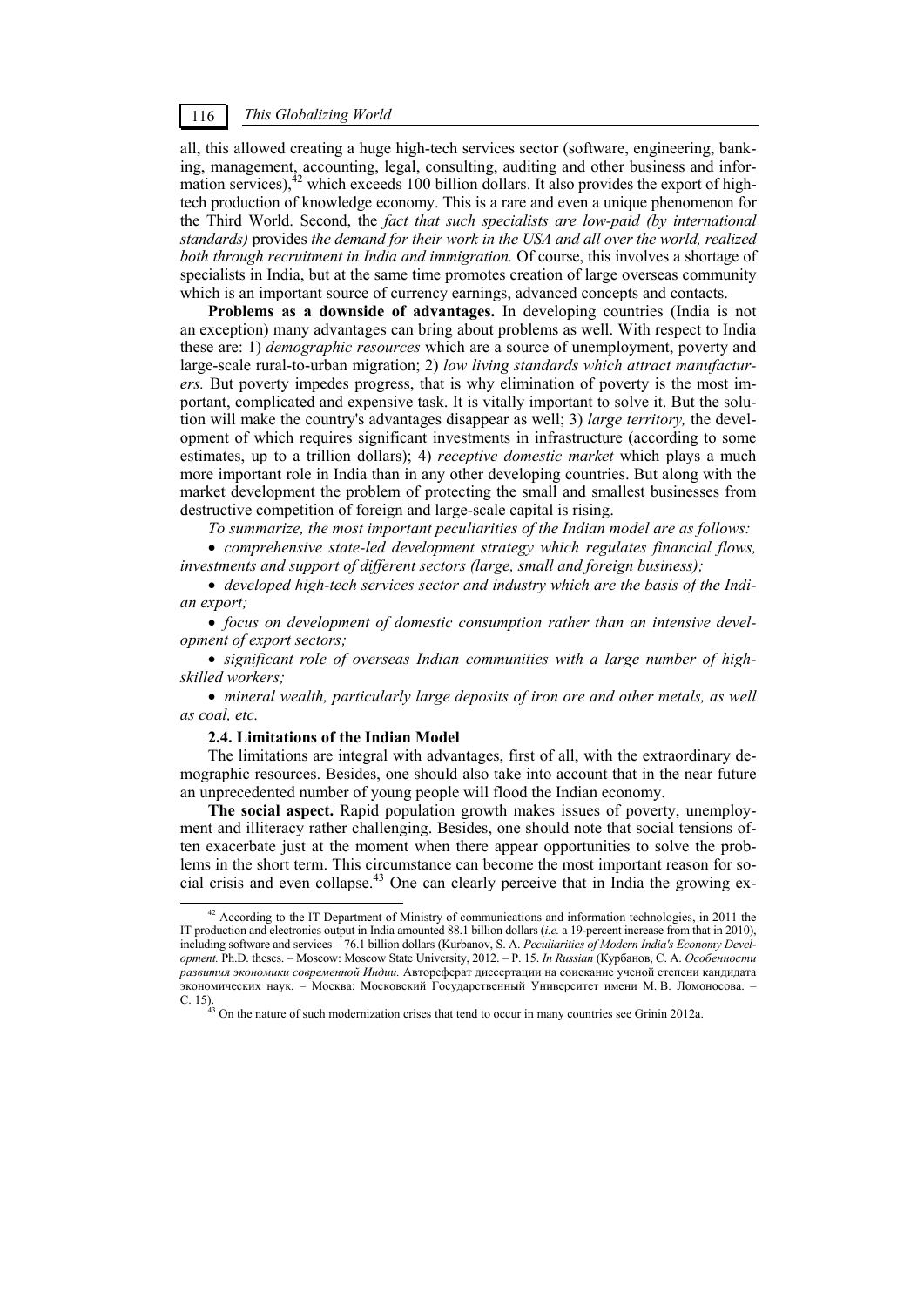all, this allowed creating a huge high-tech services sector (software, engineering, banking, management, accounting, legal, consulting, auditing and other business and information services),[42] which exceeds 100 billion dollars. It also provides the export of high-tech production of knowledge economy. This is a rare and even a unique phenomenon for the Third World. Second, the *fact that such specialists are low-paid (by international standards)* provides *the demand for their work in the USA and all over the world, realized both through recruitment in India and immigration.* Of course, this involves a shortage of specialists in India, but at the same time promotes creation of large overseas community which is an important source of currency earnings, advanced concepts and contacts.

**Problems as a downside of advantages.** In developing countries (India is not an exception) many advantages can bring about problems as well. With respect to India these are: 1) *demographic resources* which are a source of unemployment, poverty and large-scale rural-to-urban migration; 2) *low living standards which attract manufacturers.* But poverty impedes progress, that is why elimination of poverty is the most important, complicated and expensive task. It is vitally important to solve it. But the solution will make the country's advantages disappear as well; 3) *large territory,* the development of which requires significant investments in infrastructure (according to some estimates, up to a trillion dollars); 4) *receptive domestic market* which plays a much more important role in India than in any other developing countries. But along with the market development the problem of protecting the small and smallest businesses from destructive competition of foreign and large-scale capital is rising.

*To summarize, the most important peculiarities of the Indian model are as follows:*

- *comprehensive state-led development strategy which regulates financial flows, investments and support of different sectors (large, small and foreign business);*
- *developed high-tech services sector and industry which are the basis of the Indian export;*
- *focus on development of domestic consumption rather than an intensive development of export sectors;*
- *significant role of overseas Indian communities with a large number of high-skilled workers;*
- *mineral wealth, particularly large deposits of iron ore and other metals, as well as coal, etc.*

### 2.4. Limitations of the Indian Model

The limitations are integral with advantages, first of all, with the extraordinary demographic resources. Besides, one should also take into account that in the near future an unprecedented number of young people will flood the Indian economy.

**The social aspect.** Rapid population growth makes issues of poverty, unemployment and illiteracy rather challenging. Besides, one should note that social tensions often exacerbate just at the moment when there appear opportunities to solve the problems in the short term. This circumstance can become the most important reason for social crisis and even collapse.[43] One can clearly perceive that in India the growing ex-

---

[42] According to the IT Department of Ministry of communications and information technologies, in 2011 the IT production and electronics output in India amounted 88.1 billion dollars (*i.e.* a 19-percent increase from that in 2010), including software and services – 76.1 billion dollars (Kurbanov, S. A. *Peculiarities of Modern India's Economy Development.* Ph.D. theses. – Moscow: Moscow State University, 2012. – P. 15. *In Russian* (Курбанов, С. А. *Особенности развития экономики современной Индии.* Автореферат диссертации на соискание ученой степени кандидата экономических наук. – Москва: Московский Государственный Университет имени М. В. Ломоносова. – С. 15).

[43] On the nature of such modernization crises that tend to occur in many countries see Grinin 2012a.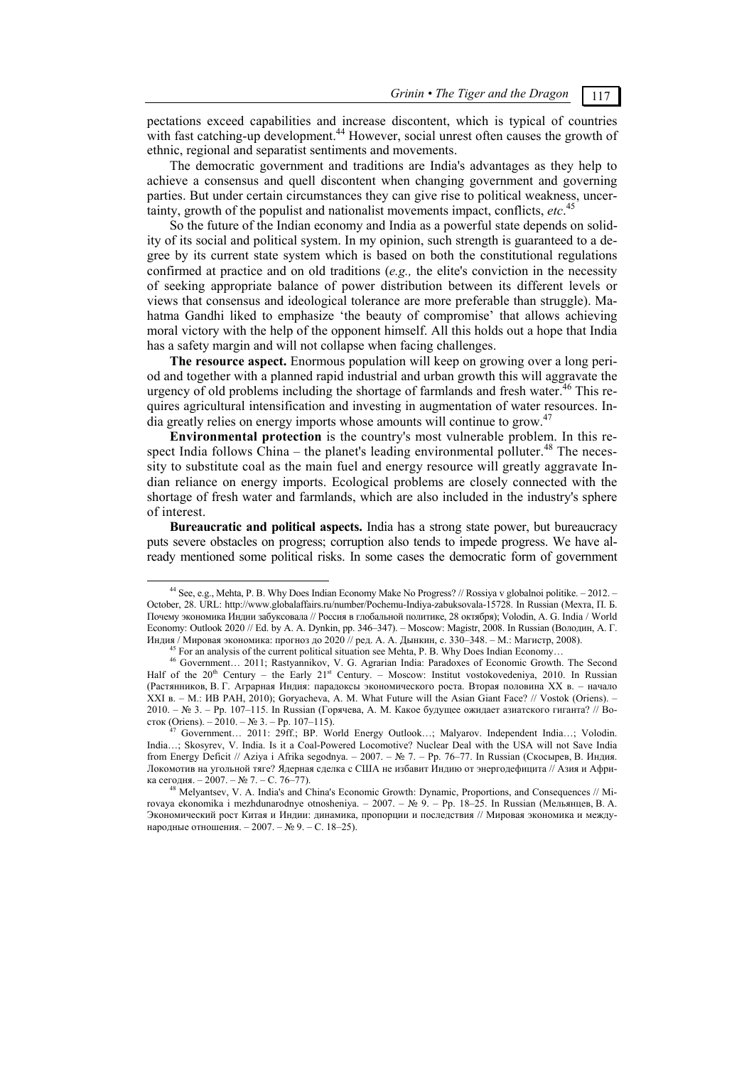pectations exceed capabilities and increase discontent, which is typical of countries with fast catching-up development.[44] However, social unrest often causes the growth of ethnic, regional and separatist sentiments and movements.

The democratic government and traditions are India's advantages as they help to achieve a consensus and quell discontent when changing government and governing parties. But under certain circumstances they can give rise to political weakness, uncertainty, growth of the populist and nationalist movements impact, conflicts, *etc*.[45]

So the future of the Indian economy and India as a powerful state depends on solidity of its social and political system. In my opinion, such strength is guaranteed to a degree by its current state system which is based on both the constitutional regulations confirmed at practice and on old traditions (*e.g.,* the elite's conviction in the necessity of seeking appropriate balance of power distribution between its different levels or views that consensus and ideological tolerance are more preferable than struggle). Mahatma Gandhi liked to emphasize 'the beauty of compromise' that allows achieving moral victory with the help of the opponent himself. All this holds out a hope that India has a safety margin and will not collapse when facing challenges.

**The resource aspect.** Enormous population will keep on growing over a long period and together with a planned rapid industrial and urban growth this will aggravate the urgency of old problems including the shortage of farmlands and fresh water.[46] This requires agricultural intensification and investing in augmentation of water resources. India greatly relies on energy imports whose amounts will continue to grow.[47]

**Environmental protection** is the country's most vulnerable problem. In this respect India follows China – the planet's leading environmental polluter.[48] The necessity to substitute coal as the main fuel and energy resource will greatly aggravate Indian reliance on energy imports. Ecological problems are closely connected with the shortage of fresh water and farmlands, which are also included in the industry's sphere of interest.

**Bureaucratic and political aspects.** India has a strong state power, but bureaucracy puts severe obstacles on progress; corruption also tends to impede progress. We have already mentioned some political risks. In some cases the democratic form of government

---

[44] See, e.g., Mehta, P. B. Why Does Indian Economy Make No Progress? // Rossiya v globalnoi politike. – 2012. – October, 28. URL: http://www.globalaffairs.ru/number/Pochemu-Indiya-zabuksovala-15728. In Russian (Мехта, П. Б. Почему экономика Индии забуксовала // Россия в глобальной политике, 28 октября); Volodin, A. G. India / World Economy: Outlook 2020 // Ed. by A. A. Dynkin, pp. 346–347). – Moscow: Magistr, 2008. In Russian (Володин, А. Г. Индия / Мировая экономика: прогноз до 2020 // ред. А. А. Дынкин, с. 330–348. – М.: Магистр, 2008).

[45] For an analysis of the current political situation see Mehta, P. B. Why Does Indian Economy…

[46] Government… 2011; Rastyannikov, V. G. Agrarian India: Paradoxes of Economic Growth. The Second Half of the 20th Century – the Early 21st Century. – Moscow: Institut vostokovedeniya, 2010. In Russian (Растянников, В. Г. Аграрная Индия: парадоксы экономического роста. Вторая половина XX в. – начало XXI в. – М.: ИВ РАН, 2010); Goryacheva, A. M. What Future will the Asian Giant Face? // Vostok (Oriens). – 2010. – № 3. – Pp. 107–115. In Russian (Горячева, А. М. Какое будущее ожидает азиатского гиганта? // Восток (Oriens). – 2010. – № 3. – Pp. 107–115).

[47] Government… 2011: 29ff.; BP. World Energy Outlook…; Malyarov. Independent India…; Volodin. India…; Skosyrev, V. India. Is it a Coal-Powered Locomotive? Nuclear Deal with the USA will not Save India from Energy Deficit // Aziya i Afrika segodnya. – 2007. – № 7. – Pp. 76–77. In Russian (Скосырев, В. Индия. Локомотив на угольной тяге? Ядерная сделка с США не избавит Индию от энергодефицита // Азия и Африка сегодня. – 2007. – № 7. – С. 76–77).

[48] Melyantsev, V. A. India's and China's Economic Growth: Dynamic, Proportions, and Consequences // Mirovaya ekonomika i mezhdunarodnye otnosheniya. – 2007. – № 9. – Pp. 18–25. In Russian (Мельянцев, В. А. Экономический рост Китая и Индии: динамика, пропорции и последствия // Мировая экономика и международные отношения. – 2007. – № 9. – С. 18–25).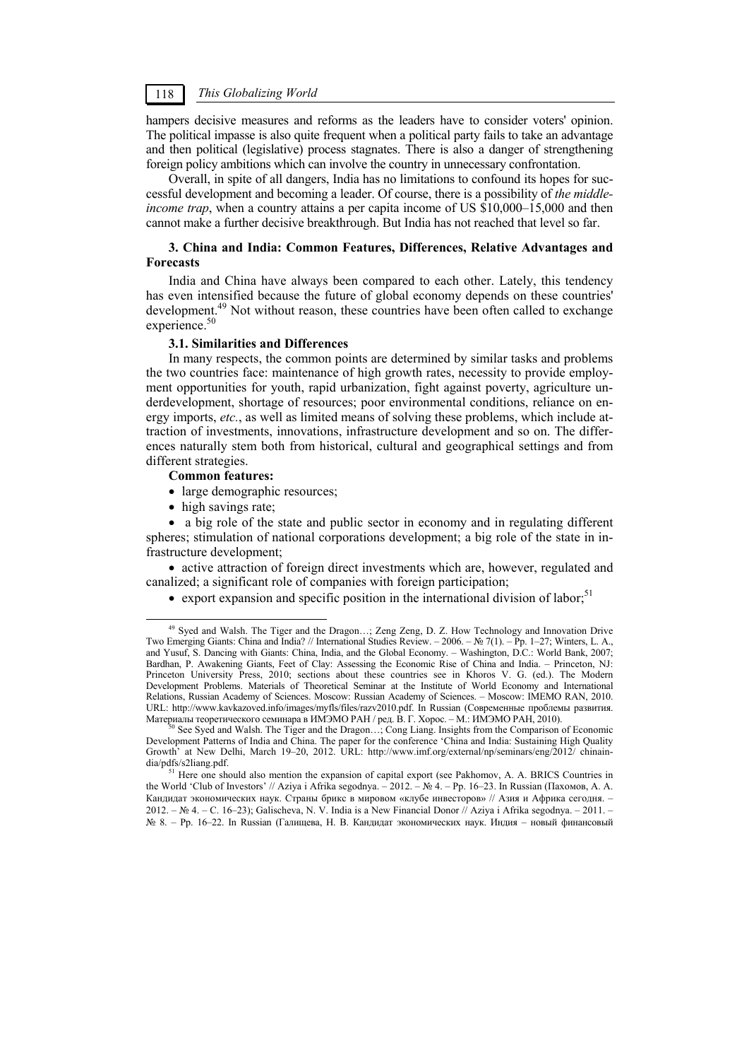hampers decisive measures and reforms as the leaders have to consider voters' opinion. The political impasse is also quite frequent when a political party fails to take an advantage and then political (legislative) process stagnates. There is also a danger of strengthening foreign policy ambitions which can involve the country in unnecessary confrontation.

Overall, in spite of all dangers, India has no limitations to confound its hopes for successful development and becoming a leader. Of course, there is a possibility of *the middle-income trap*, when a country attains a per capita income of US $10,000–15,000 and then cannot make a further decisive breakthrough. But India has not reached that level so far.

### 3. China and India: Common Features, Differences, Relative Advantages and Forecasts

India and China have always been compared to each other. Lately, this tendency has even intensified because the future of global economy depends on these countries' development.[49] Not without reason, these countries have been often called to exchange experience.[50]

#### 3.1. Similarities and Differences

In many respects, the common points are determined by similar tasks and problems the two countries face: maintenance of high growth rates, necessity to provide employment opportunities for youth, rapid urbanization, fight against poverty, agriculture underdevelopment, shortage of resources; poor environmental conditions, reliance on energy imports, *etc.*, as well as limited means of solving these problems, which include attraction of investments, innovations, infrastructure development and so on. The differences naturally stem both from historical, cultural and geographical settings and from different strategies.

**Common features:**

- large demographic resources;
- high savings rate;
- a big role of the state and public sector in economy and in regulating different spheres; stimulation of national corporations development; a big role of the state in infrastructure development;
- active attraction of foreign direct investments which are, however, regulated and canalized; a significant role of companies with foreign participation;
- export expansion and specific position in the international division of labor;[51]

---

[49] Syed and Walsh. The Tiger and the Dragon…; Zeng Zeng, D. Z. How Technology and Innovation Drive Two Emerging Giants: China and India? // International Studies Review. – 2006. – № 7(1). – Pp. 1–27; Winters, L. A., and Yusuf, S. Dancing with Giants: China, India, and the Global Economy. – Washington, D.C.: World Bank, 2007; Bardhan, P. Awakening Giants, Feet of Clay: Assessing the Economic Rise of China and India. – Princeton, NJ: Princeton University Press, 2010; sections about these countries see in Khoros V. G. (ed.). The Modern Development Problems. Materials of Theoretical Seminar at the Institute of World Economy and International Relations, Russian Academy of Sciences. Moscow: Russian Academy of Sciences. – Moscow: IMEMO RAN, 2010. URL: http://www.kavkazoved.info/images/myfls/files/razv2010.pdf. In Russian (Современные проблемы развития. Материалы теоретического семинара в ИМЭМО РАН / ред. В. Г. Хорос. – М.: ИМЭМО РАН, 2010).

[50] See Syed and Walsh. The Tiger and the Dragon…; Cong Liang. Insights from the Comparison of Economic Development Patterns of India and China. The paper for the conference 'China and India: Sustaining High Quality Growth' at New Delhi, March 19–20, 2012. URL: http://www.imf.org/external/np/seminars/eng/2012/ chinaindia/pdfs/s2liang.pdf.

[51] Here one should also mention the expansion of capital export (see Pakhomov, A. A. BRICS Countries in the World 'Club of Investors' // Aziya i Afrika segodnya. – 2012. – № 4. – Pp. 16–23. In Russian (Пахомов, А. А. Кандидат экономических наук. Страны брикс в мировом «клубе инвесторов» // Азия и Африка сегодня. – 2012. – № 4. – С. 16–23); Galischeva, N. V. India is a New Financial Donor // Aziya i Afrika segodnya. – 2011. – № 8. – Pp. 16–22. In Russian (Галищева, Н. В. Кандидат экономических наук. Индия – новый финансовый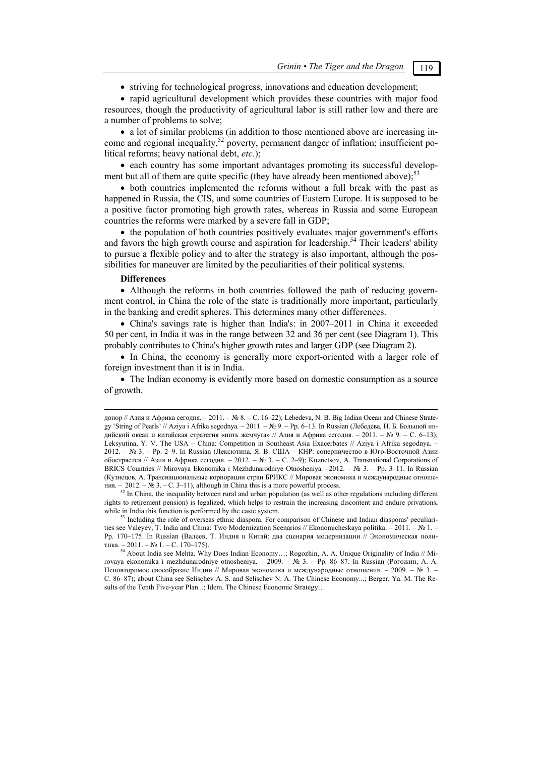- striving for technological progress, innovations and education development;

- rapid agricultural development which provides these countries with major food resources, though the productivity of agricultural labor is still rather low and there are a number of problems to solve;

- a lot of similar problems (in addition to those mentioned above are increasing income and regional inequality,[52] poverty, permanent danger of inflation; insufficient political reforms; heavy national debt, *etc.*);

- each country has some important advantages promoting its successful development but all of them are quite specific (they have already been mentioned above);[53]

- both countries implemented the reforms without a full break with the past as happened in Russia, the CIS, and some countries of Eastern Europe. It is supposed to be a positive factor promoting high growth rates, whereas in Russia and some European countries the reforms were marked by a severe fall in GDP;

- the population of both countries positively evaluates major government's efforts and favors the high growth course and aspiration for leadership.[54] Their leaders' ability to pursue a flexible policy and to alter the strategy is also important, although the possibilities for maneuver are limited by the peculiarities of their political systems.

**Differences**

- Although the reforms in both countries followed the path of reducing government control, in China the role of the state is traditionally more important, particularly in the banking and credit spheres. This determines many other differences.

- China's savings rate is higher than India's: in 2007–2011 in China it exceeded 50 per cent, in India it was in the range between 32 and 36 per cent (see Diagram 1). This probably contributes to China's higher growth rates and larger GDP (see Diagram 2).

- In China, the economy is generally more export-oriented with a larger role of foreign investment than it is in India.

- The Indian economy is evidently more based on domestic consumption as a source of growth.

---

донор // Азия и Африка сегодня. – 2011. – № 8. – С. 16–22); Lebedeva, N. B. Big Indian Ocean and Chinese Strategy 'String of Pearls' // Aziya i Afrika segodnya. – 2011. – № 9. – Pp. 6–13. In Russian (Лебедева, Н. Б. Большой индийский океан и китайская стратегия «нить жемчуга» // Азия и Африка сегодня. – 2011. – № 9. – С. 6–13); Leksyutina, Y. V. The USA – China: Competition in Southeast Asia Exacerbates // Aziya i Afrika segodnya. – 2012. – № 3. – Pp. 2–9. In Russian (Лексютина, Я. В. США – КНР: соперничество в Юго-Восточной Азии обостряется // Азия и Африка сегодня. – 2012. – № 3. – С. 2–9); Kuznetsov, A. Transnational Corporations of BRICS Countries // Mirovaya Ekonomika i Mezhdunarodniye Otnosheniya. –2012. – № 3. – Pp. 3–11. In Russian (Кузнецов, А. Транснациональные корпорации стран БРИКС // Мировая экономика и международные отношения. – 2012. – № 3. – С. 3–11), although in China this is a more powerful process.

[52] In China, the inequality between rural and urban population (as well as other regulations including different rights to retirement pension) is legalized, which helps to restrain the increasing discontent and endure privations, while in India this function is performed by the caste system.

[53] Including the role of overseas ethnic diaspora. For comparison of Chinese and Indian diasporas' peculiarities see Valeyev, T. India and China: Two Modernization Scenarios // Ekonomicheskaya politika. – 2011. – № 1. – Pp. 170–175. In Russian (Валеев, Т. Индия и Китай: два сценария модернизации // Экономическая политика. – 2011. – № 1. – С. 170–175).

[54] About India see Mehta. Why Does Indian Economy…; Rogozhin, A. A. Unique Originality of India // Mirovaya ekonomika i mezhdunarodniye otnosheniya. – 2009. – № 3. – Pp. 86–87. In Russian (Рогожин, А. А. Неповторимое своеобразие Индии // Мировая экономика и международные отношения. – 2009. – № 3. – С. 86–87); about China see Selischev A. S. and Selischev N. A. The Chinese Economy...; Berger, Ya. M. The Results of the Tenth Five-year Plan...; Idem. The Chinese Economic Strategy…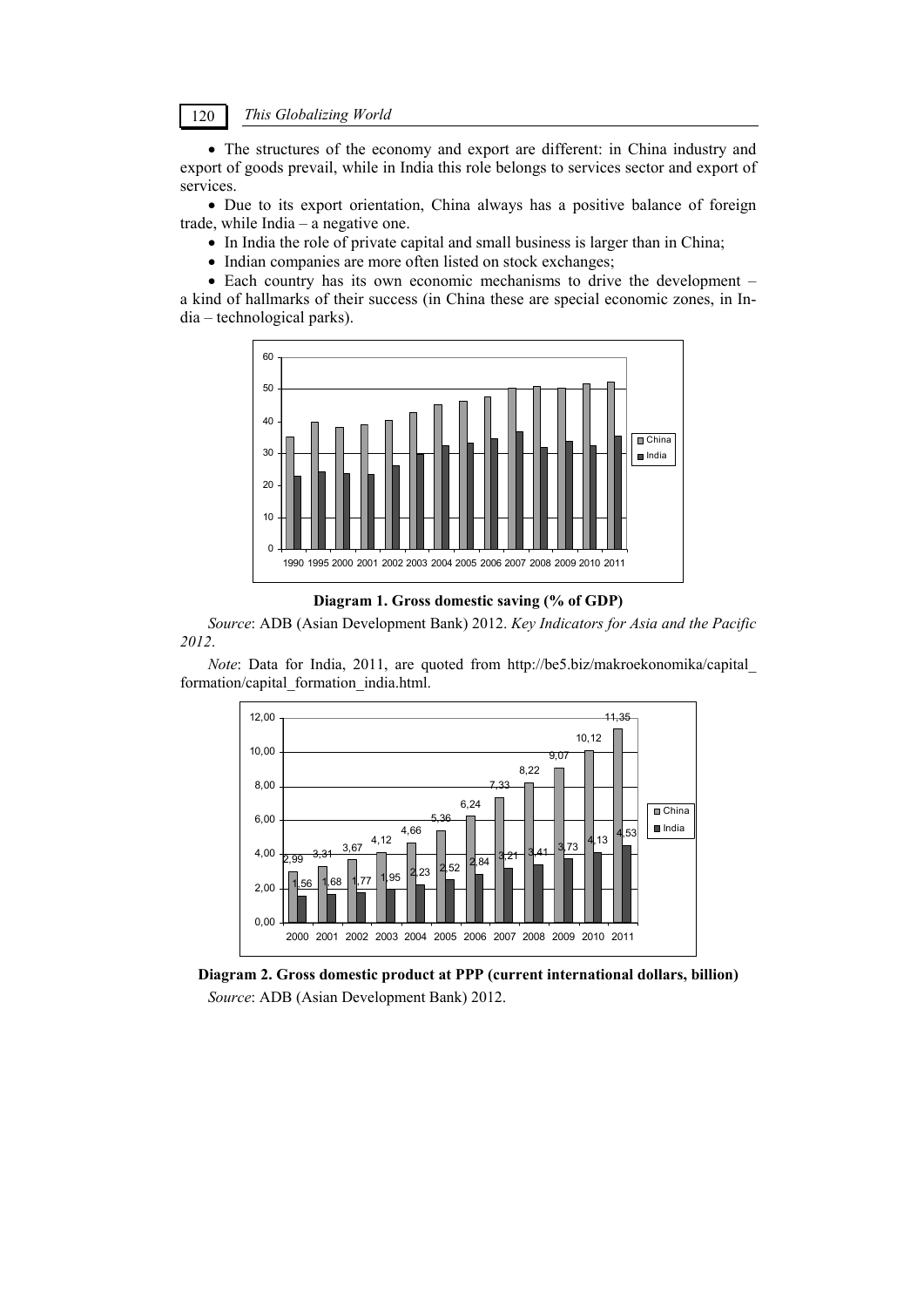- The structures of the economy and export are different: in China industry and export of goods prevail, while in India this role belongs to services sector and export of services.
- Due to its export orientation, China always has a positive balance of foreign trade, while India – a negative one.
- In India the role of private capital and small business is larger than in China;
- Indian companies are more often listed on stock exchanges;
- Each country has its own economic mechanisms to drive the development – a kind of hallmarks of their success (in China these are special economic zones, in India – technological parks).

**Diagram 1. Gross domestic saving (% of GDP)**

*Source*: ADB (Asian Development Bank) 2012. *Key Indicators for Asia and the Pacific 2012*.

*Note*: Data for India, 2011, are quoted from http://be5.biz/makroekonomika/capital_formation/capital_formation_india.html.

| | 2000 | 2001 | 2002 | 2003 | 2004 | 2005 | 2006 | 2007 | 2008 | 2009 | 2010 | 2011 |
|---|---|---|---|---|---|---|---|---|---|---|---|---|
| China | 2,99 | 3,31 | 3,67 | 4,12 | 4,66 | 5,36 | 6,24 | 7,33 | 8,22 | 9,07 | 10,12 | 11,35 |
| India | 1,56 | 1,68 | 1,77 | 1,95 | 2,23 | 2,52 | 2,84 | 3,21 | 3,41 | 3,73 | 4,13 | 4,53 |

**Diagram 2. Gross domestic product at PPP (current international dollars, billion)**

*Source*: ADB (Asian Development Bank) 2012.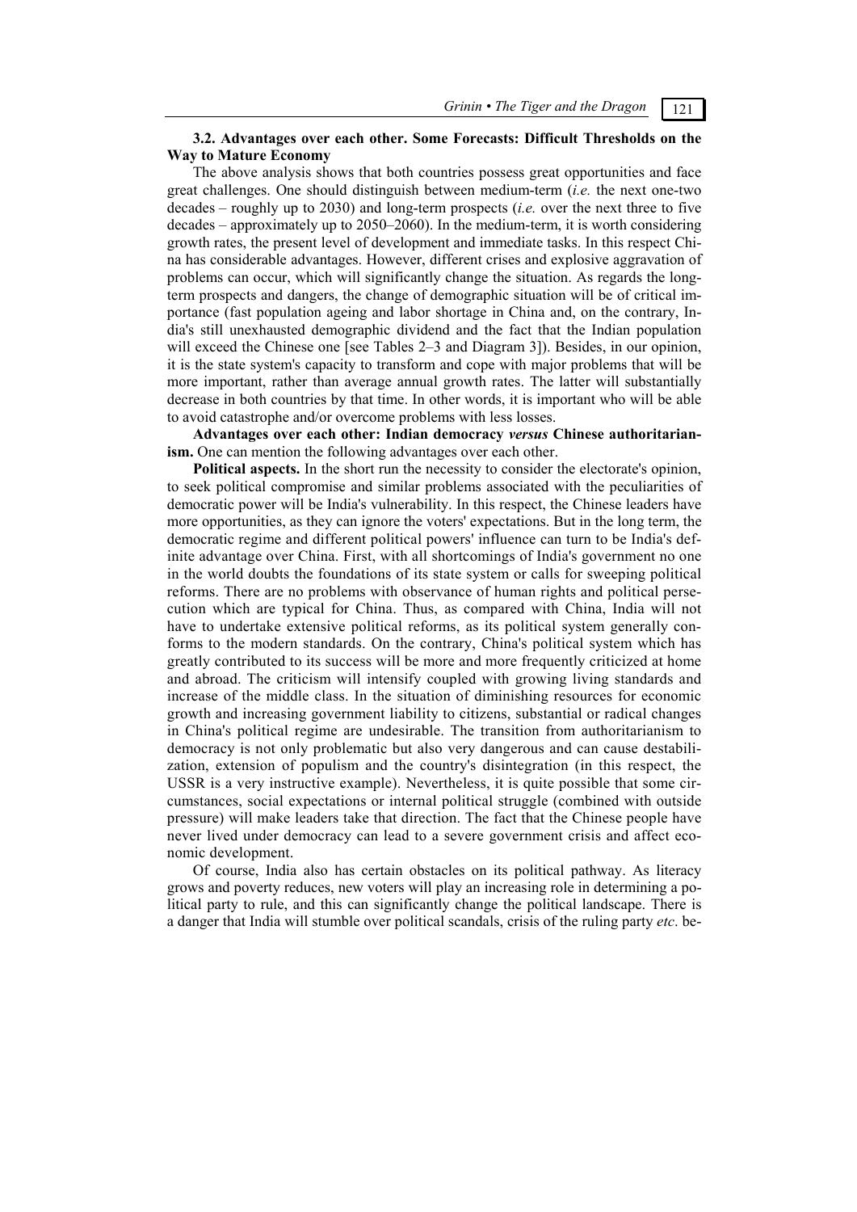### 3.2. Advantages over each other. Some Forecasts: Difficult Thresholds on the Way to Mature Economy

The above analysis shows that both countries possess great opportunities and face great challenges. One should distinguish between medium-term (*i.e.* the next one-two decades – roughly up to 2030) and long-term prospects (*i.e.* over the next three to five decades – approximately up to 2050–2060). In the medium-term, it is worth considering growth rates, the present level of development and immediate tasks. In this respect China has considerable advantages. However, different crises and explosive aggravation of problems can occur, which will significantly change the situation. As regards the long-term prospects and dangers, the change of demographic situation will be of critical importance (fast population ageing and labor shortage in China and, on the contrary, India's still unexhausted demographic dividend and the fact that the Indian population will exceed the Chinese one [see Tables 2–3 and Diagram 3]). Besides, in our opinion, it is the state system's capacity to transform and cope with major problems that will be more important, rather than average annual growth rates. The latter will substantially decrease in both countries by that time. In other words, it is important who will be able to avoid catastrophe and/or overcome problems with less losses.

**Advantages over each other: Indian democracy *versus* Chinese authoritarianism.** One can mention the following advantages over each other.

**Political aspects.** In the short run the necessity to consider the electorate's opinion, to seek political compromise and similar problems associated with the peculiarities of democratic power will be India's vulnerability. In this respect, the Chinese leaders have more opportunities, as they can ignore the voters' expectations. But in the long term, the democratic regime and different political powers' influence can turn to be India's definite advantage over China. First, with all shortcomings of India's government no one in the world doubts the foundations of its state system or calls for sweeping political reforms. There are no problems with observance of human rights and political persecution which are typical for China. Thus, as compared with China, India will not have to undertake extensive political reforms, as its political system generally conforms to the modern standards. On the contrary, China's political system which has greatly contributed to its success will be more and more frequently criticized at home and abroad. The criticism will intensify coupled with growing living standards and increase of the middle class. In the situation of diminishing resources for economic growth and increasing government liability to citizens, substantial or radical changes in China's political regime are undesirable. The transition from authoritarianism to democracy is not only problematic but also very dangerous and can cause destabilization, extension of populism and the country's disintegration (in this respect, the USSR is a very instructive example). Nevertheless, it is quite possible that some circumstances, social expectations or internal political struggle (combined with outside pressure) will make leaders take that direction. The fact that the Chinese people have never lived under democracy can lead to a severe government crisis and affect economic development.

Of course, India also has certain obstacles on its political pathway. As literacy grows and poverty reduces, new voters will play an increasing role in determining a political party to rule, and this can significantly change the political landscape. There is a danger that India will stumble over political scandals, crisis of the ruling party *etc*. be-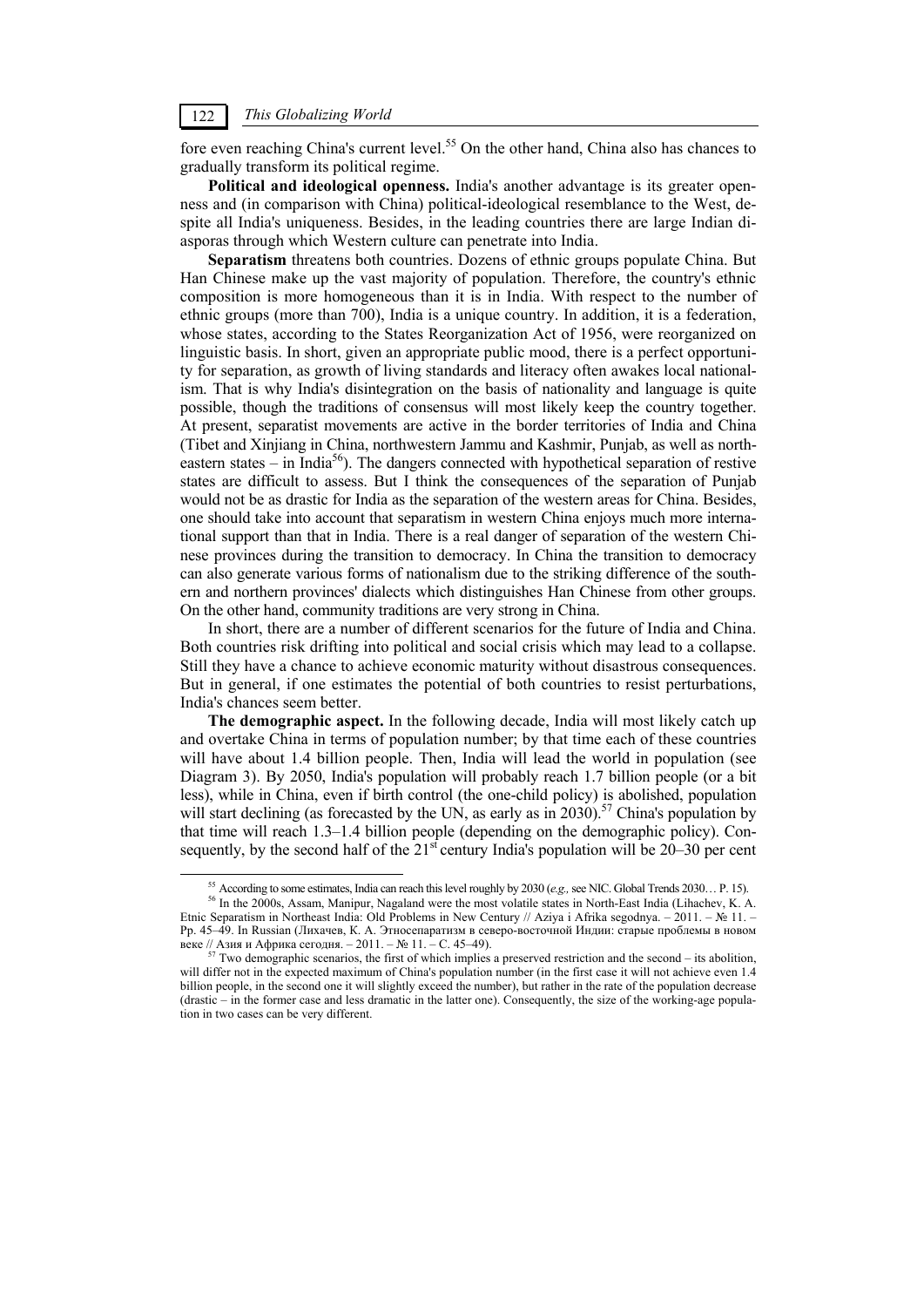fore even reaching China's current level.[55] On the other hand, China also has chances to gradually transform its political regime.

**Political and ideological openness.** India's another advantage is its greater openness and (in comparison with China) political-ideological resemblance to the West, despite all India's uniqueness. Besides, in the leading countries there are large Indian diasporas through which Western culture can penetrate into India.

**Separatism** threatens both countries. Dozens of ethnic groups populate China. But Han Chinese make up the vast majority of population. Therefore, the country's ethnic composition is more homogeneous than it is in India. With respect to the number of ethnic groups (more than 700), India is a unique country. In addition, it is a federation, whose states, according to the States Reorganization Act of 1956, were reorganized on linguistic basis. In short, given an appropriate public mood, there is a perfect opportunity for separation, as growth of living standards and literacy often awakes local nationalism. That is why India's disintegration on the basis of nationality and language is quite possible, though the traditions of consensus will most likely keep the country together. At present, separatist movements are active in the border territories of India and China (Tibet and Xinjiang in China, northwestern Jammu and Kashmir, Punjab, as well as northeastern states – in India[56]). The dangers connected with hypothetical separation of restive states are difficult to assess. But I think the consequences of the separation of Punjab would not be as drastic for India as the separation of the western areas for China. Besides, one should take into account that separatism in western China enjoys much more international support than that in India. There is a real danger of separation of the western Chinese provinces during the transition to democracy. In China the transition to democracy can also generate various forms of nationalism due to the striking difference of the southern and northern provinces' dialects which distinguishes Han Chinese from other groups. On the other hand, community traditions are very strong in China.

In short, there are a number of different scenarios for the future of India and China. Both countries risk drifting into political and social crisis which may lead to a collapse. Still they have a chance to achieve economic maturity without disastrous consequences. But in general, if one estimates the potential of both countries to resist perturbations, India's chances seem better.

**The demographic aspect.** In the following decade, India will most likely catch up and overtake China in terms of population number; by that time each of these countries will have about 1.4 billion people. Then, India will lead the world in population (see Diagram 3). By 2050, India's population will probably reach 1.7 billion people (or a bit less), while in China, even if birth control (the one-child policy) is abolished, population will start declining (as forecasted by the UN, as early as in 2030).[57] China's population by that time will reach 1.3–1.4 billion people (depending on the demographic policy). Consequently, by the second half of the 21st century India's population will be 20–30 per cent

---

[55] According to some estimates, India can reach this level roughly by 2030 (*e.g.,* see NIC. Global Trends 2030… P. 15).

[56] In the 2000s, Assam, Manipur, Nagaland were the most volatile states in North-East India (Lihachev, K. A. Etnic Separatism in Northeast India: Old Problems in New Century // Aziya i Afrika segodnya. – 2011. – № 11. – Pp. 45–49. In Russian (Лихачев, К. А. Этносепаратизм в северо-восточной Индии: старые проблемы в новом веке // Азия и Африка сегодня. – 2011. – № 11. – С. 45–49).

[57] Two demographic scenarios, the first of which implies a preserved restriction and the second – its abolition, will differ not in the expected maximum of China's population number (in the first case it will not achieve even 1.4 billion people, in the second one it will slightly exceed the number), but rather in the rate of the population decrease (drastic – in the former case and less dramatic in the latter one). Consequently, the size of the working-age population in two cases can be very different.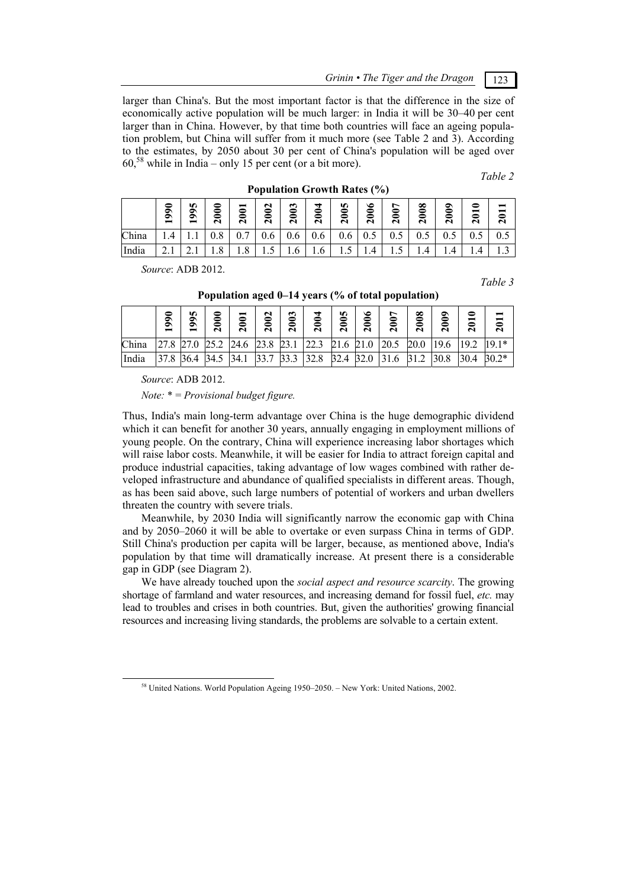larger than China's. But the most important factor is that the difference in the size of economically active population will be much larger: in India it will be 30–40 per cent larger than in China. However, by that time both countries will face an ageing population problem, but China will suffer from it much more (see Table 2 and 3). According to the estimates, by 2050 about 30 per cent of China's population will be aged over 60,[58] while in India – only 15 per cent (or a bit more).

*Table 2*

**Population Growth Rates (%)**

| | 1990 | 1995 | 2000 | 2001 | 2002 | 2003 | 2004 | 2005 | 2006 | 2007 | 2008 | 2009 | 2010 | 2011 |
|---|---|---|---|---|---|---|---|---|---|---|---|---|---|---|
| China | 1.4 | 1.1 | 0.8 | 0.7 | 0.6 | 0.6 | 0.6 | 0.6 | 0.5 | 0.5 | 0.5 | 0.5 | 0.5 | 0.5 |
| India | 2.1 | 2.1 | 1.8 | 1.8 | 1.5 | 1.6 | 1.6 | 1.5 | 1.4 | 1.5 | 1.4 | 1.4 | 1.4 | 1.3 |

*Source*: ADB 2012.

*Table 3*

**Population aged 0–14 years (% of total population)**

| | 1990 | 1995 | 2000 | 2001 | 2002 | 2003 | 2004 | 2005 | 2006 | 2007 | 2008 | 2009 | 2010 | 2011 |
|---|---|---|---|---|---|---|---|---|---|---|---|---|---|---|
| China | 27.8 | 27.0 | 25.2 | 24.6 | 23.8 | 23.1 | 22.3 | 21.6 | 21.0 | 20.5 | 20.0 | 19.6 | 19.2 | 19.1* |
| India | 37.8 | 36.4 | 34.5 | 34.1 | 33.7 | 33.3 | 32.8 | 32.4 | 32.0 | 31.6 | 31.2 | 30.8 | 30.4 | 30.2* |

*Source*: ADB 2012.

*Note: * = Provisional budget figure.*

Thus, India's main long-term advantage over China is the huge demographic dividend which it can benefit for another 30 years, annually engaging in employment millions of young people. On the contrary, China will experience increasing labor shortages which will raise labor costs. Meanwhile, it will be easier for India to attract foreign capital and produce industrial capacities, taking advantage of low wages combined with rather developed infrastructure and abundance of qualified specialists in different areas. Though, as has been said above, such large numbers of potential of workers and urban dwellers threaten the country with severe trials.

Meanwhile, by 2030 India will significantly narrow the economic gap with China and by 2050–2060 it will be able to overtake or even surpass China in terms of GDP. Still China's production per capita will be larger, because, as mentioned above, India's population by that time will dramatically increase. At present there is a considerable gap in GDP (see Diagram 2).

We have already touched upon the *social aspect and resource scarcity*. The growing shortage of farmland and water resources, and increasing demand for fossil fuel, *etc.* may lead to troubles and crises in both countries. But, given the authorities' growing financial resources and increasing living standards, the problems are solvable to a certain extent.

[58] United Nations. World Population Ageing 1950–2050. – New York: United Nations, 2002.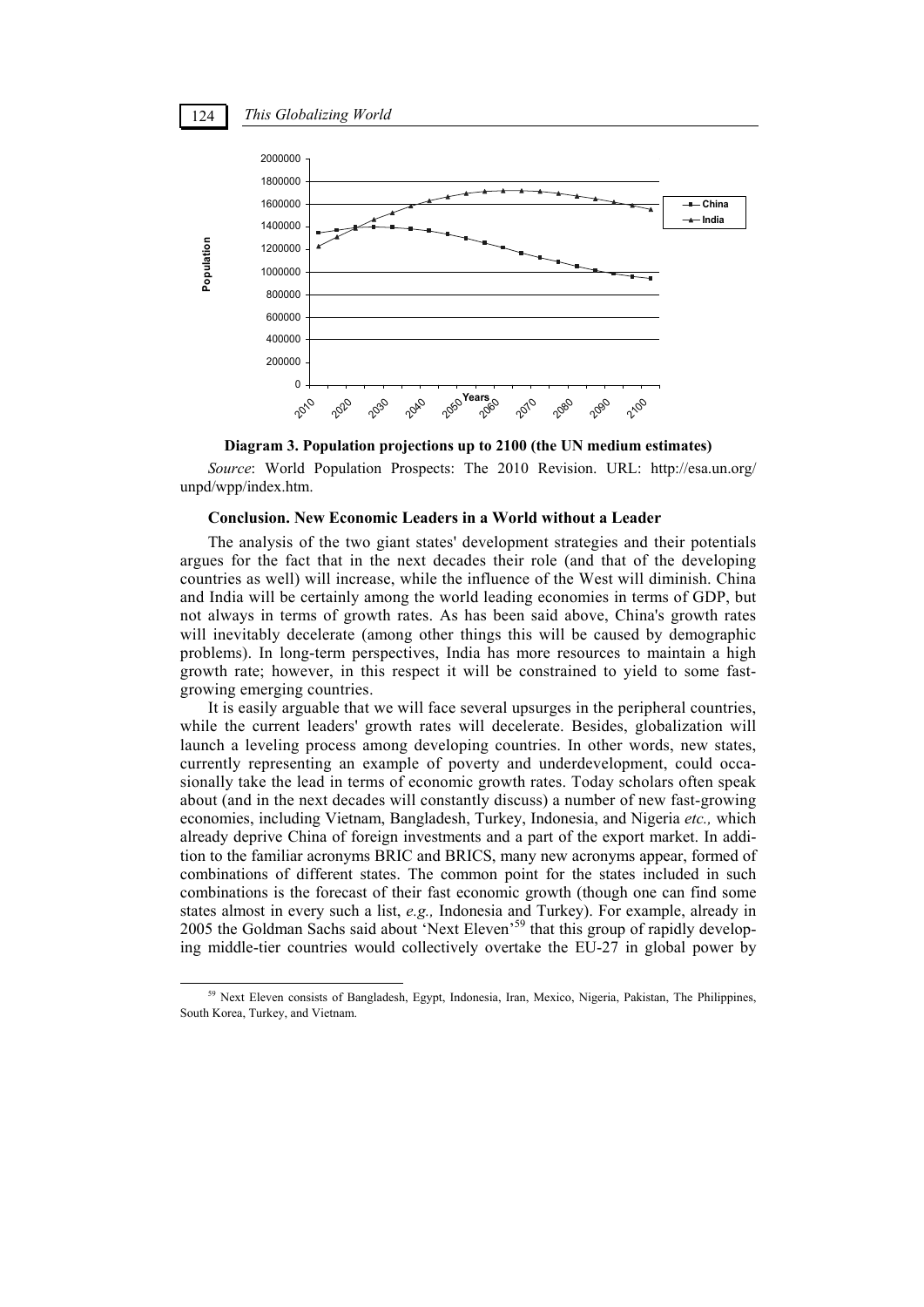**Diagram 3. Population projections up to 2100 (the UN medium estimates)**

*Source*: World Population Prospects: The 2010 Revision. URL: http://esa.un.org/unpd/wpp/index.htm.

### Conclusion. New Economic Leaders in a World without a Leader

The analysis of the two giant states' development strategies and their potentials argues for the fact that in the next decades their role (and that of the developing countries as well) will increase, while the influence of the West will diminish. China and India will be certainly among the world leading economies in terms of GDP, but not always in terms of growth rates. As has been said above, China's growth rates will inevitably decelerate (among other things this will be caused by demographic problems). In long-term perspectives, India has more resources to maintain a high growth rate; however, in this respect it will be constrained to yield to some fast-growing emerging countries.

It is easily arguable that we will face several upsurges in the peripheral countries, while the current leaders' growth rates will decelerate. Besides, globalization will launch a leveling process among developing countries. In other words, new states, currently representing an example of poverty and underdevelopment, could occasionally take the lead in terms of economic growth rates. Today scholars often speak about (and in the next decades will constantly discuss) a number of new fast-growing economies, including Vietnam, Bangladesh, Turkey, Indonesia, and Nigeria *etc.,* which already deprive China of foreign investments and a part of the export market. In addition to the familiar acronyms BRIC and BRICS, many new acronyms appear, formed of combinations of different states. The common point for the states included in such combinations is the forecast of their fast economic growth (though one can find some states almost in every such a list, *e.g.,* Indonesia and Turkey). For example, already in 2005 the Goldman Sachs said about 'Next Eleven'[59] that this group of rapidly developing middle-tier countries would collectively overtake the EU-27 in global power by

[59] Next Eleven consists of Bangladesh, Egypt, Indonesia, Iran, Mexico, Nigeria, Pakistan, The Philippines, South Korea, Turkey, and Vietnam.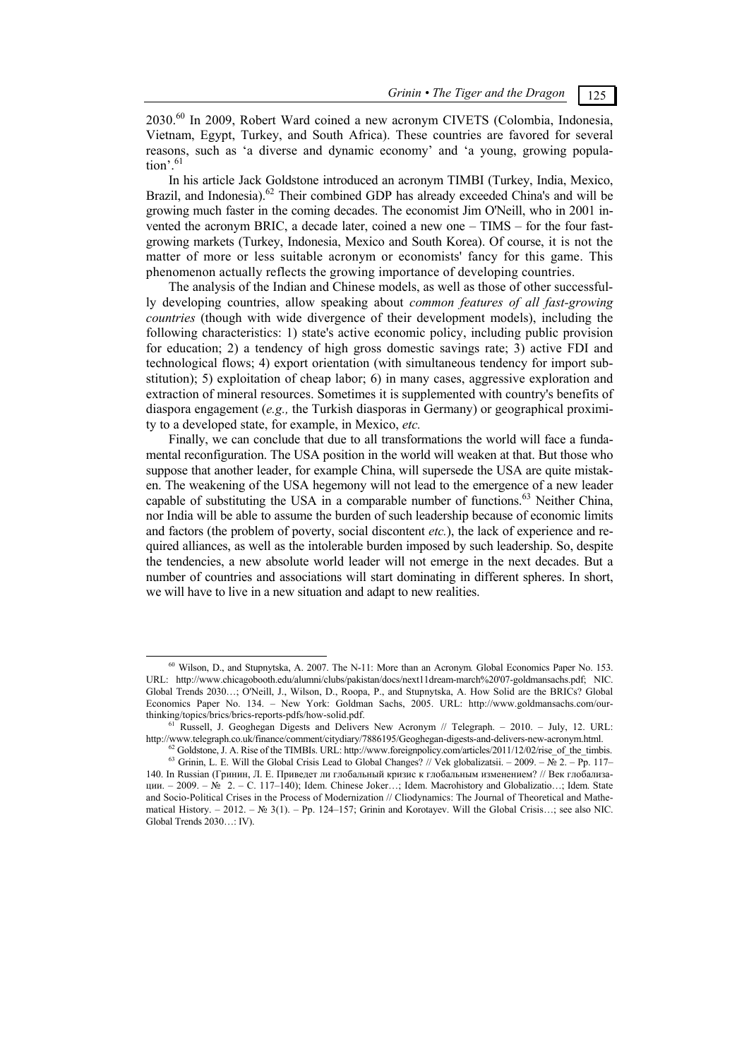2030.[60] In 2009, Robert Ward coined a new acronym CIVETS (Colombia, Indonesia, Vietnam, Egypt, Turkey, and South Africa). These countries are favored for several reasons, such as 'a diverse and dynamic economy' and 'a young, growing population'.[61]

In his article Jack Goldstone introduced an acronym TIMBI (Turkey, India, Mexico, Brazil, and Indonesia).[62] Their combined GDP has already exceeded China's and will be growing much faster in the coming decades. The economist Jim O'Neill, who in 2001 invented the acronym BRIC, a decade later, coined a new one – TIMS – for the four fast-growing markets (Turkey, Indonesia, Mexico and South Korea). Of course, it is not the matter of more or less suitable acronym or economists' fancy for this game. This phenomenon actually reflects the growing importance of developing countries.

The analysis of the Indian and Chinese models, as well as those of other successfully developing countries, allow speaking about *common features of all fast-growing countries* (though with wide divergence of their development models), including the following characteristics: 1) state's active economic policy, including public provision for education; 2) a tendency of high gross domestic savings rate; 3) active FDI and technological flows; 4) export orientation (with simultaneous tendency for import substitution); 5) exploitation of cheap labor; 6) in many cases, aggressive exploration and extraction of mineral resources. Sometimes it is supplemented with country's benefits of diaspora engagement (*e.g.,* the Turkish diasporas in Germany) or geographical proximity to a developed state, for example, in Mexico, *etc.*

Finally, we can conclude that due to all transformations the world will face a fundamental reconfiguration. The USA position in the world will weaken at that. But those who suppose that another leader, for example China, will supersede the USA are quite mistaken. The weakening of the USA hegemony will not lead to the emergence of a new leader capable of substituting the USA in a comparable number of functions.[63] Neither China, nor India will be able to assume the burden of such leadership because of economic limits and factors (the problem of poverty, social discontent *etc.*), the lack of experience and required alliances, as well as the intolerable burden imposed by such leadership. So, despite the tendencies, a new absolute world leader will not emerge in the next decades. But a number of countries and associations will start dominating in different spheres. In short, we will have to live in a new situation and adapt to new realities.

---

[60] Wilson, D., and Stupnytska, A. 2007. The N-11: More than an Acronym*.* Global Economics Paper No. 153. URL: http://www.chicagobooth.edu/alumni/clubs/pakistan/docs/next11dream-march%20'07-goldmansachs.pdf; NIC. Global Trends 2030…; O'Neill, J., Wilson, D., Roopa, P., and Stupnytska, A. How Solid are the BRICs? Global Economics Paper No. 134. – New York: Goldman Sachs, 2005. URL: http://www.goldmansachs.com/our-thinking/topics/brics/brics-reports-pdfs/how-solid.pdf.

[61] Russell, J. Geoghegan Digests and Delivers New Acronym // Telegraph. – 2010. – July, 12. URL: http://www.telegraph.co.uk/finance/comment/citydiary/7886195/Geoghegan-digests-and-delivers-new-acronym.html.

[62] Goldstone, J. A. Rise of the TIMBIs. URL: http://www.foreignpolicy.com/articles/2011/12/02/rise_of_the_timbis.

[63] Grinin, L. E. Will the Global Crisis Lead to Global Changes? // Vek globalizatsii. – 2009. – № 2. – Pp. 117–140. In Russian (Гринин, Л. Е. Приведет ли глобальный кризис к глобальным изменением? // Век глобализации. – 2009. – № 2. – С. 117–140); Idem. Chinese Joker…; Idem. Macrohistory and Globalizatio…; Idem. State and Socio-Political Crises in the Process of Modernization // Cliodynamics: The Journal of Theoretical and Mathematical History. – 2012. – № 3(1). – Pp. 124–157; Grinin and Korotayev. Will the Global Crisis…; see also NIC. Global Trends 2030…: IV).